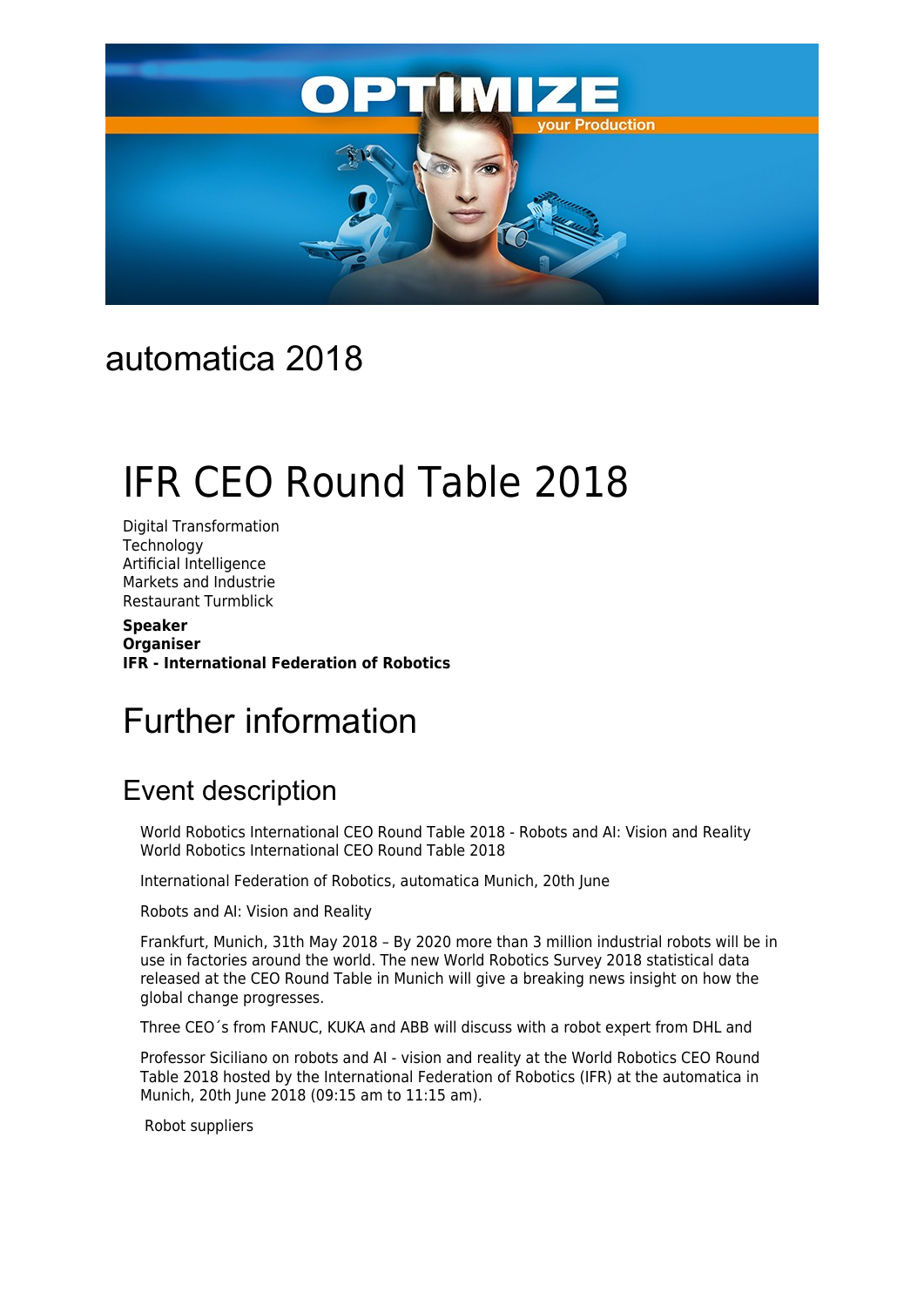automatica 2018

# IFR CEO Round Table 2018

Digital Transformation
Technology
Artificial Intelligence
Markets and Industrie
Restaurant Turmblick

**Speaker**
**Organiser**
**IFR - International Federation of Robotics**

# Further information

## Event description

World Robotics International CEO Round Table 2018 - Robots and AI: Vision and Reality
World Robotics International CEO Round Table 2018

International Federation of Robotics, automatica Munich, 20th June

Robots and AI: Vision and Reality

Frankfurt, Munich, 31th May 2018 – By 2020 more than 3 million industrial robots will be in use in factories around the world. The new World Robotics Survey 2018 statistical data released at the CEO Round Table in Munich will give a breaking news insight on how the global change progresses.

Three CEO´s from FANUC, KUKA and ABB will discuss with a robot expert from DHL and

Professor Siciliano on robots and AI - vision and reality at the World Robotics CEO Round Table 2018 hosted by the International Federation of Robotics (IFR) at the automatica in Munich, 20th June 2018 (09:15 am to 11:15 am).

Robot suppliers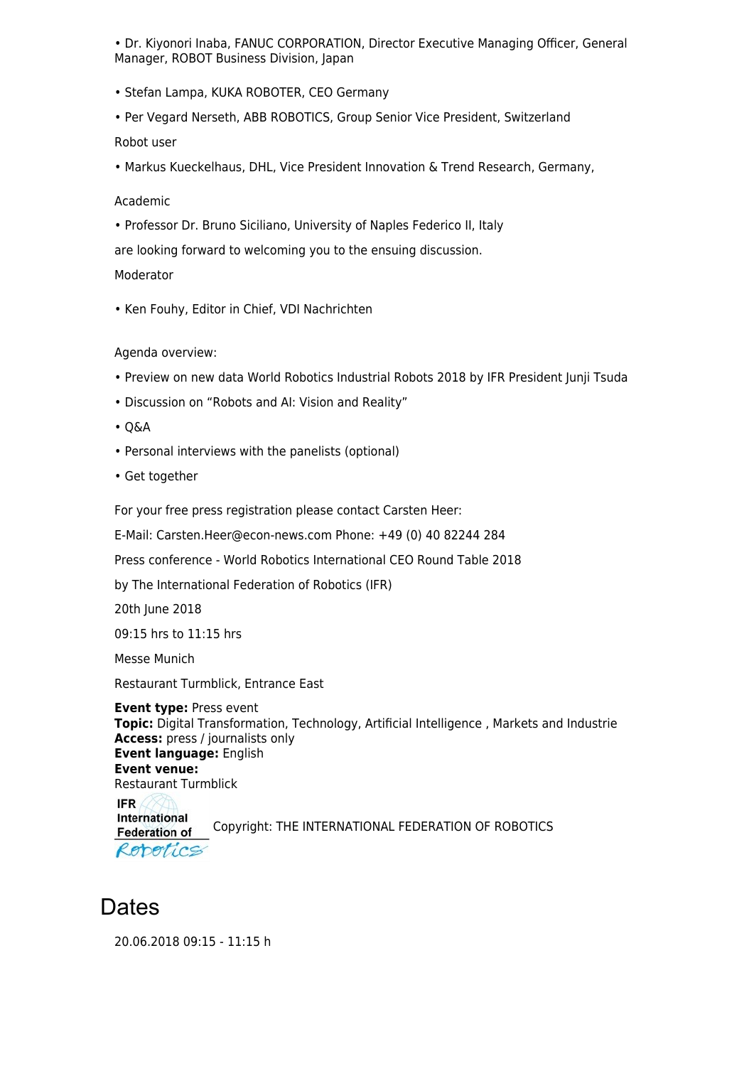• Dr. Kiyonori Inaba, FANUC CORPORATION, Director Executive Managing Officer, General Manager, ROBOT Business Division, Japan

• Stefan Lampa, KUKA ROBOTER, CEO Germany

• Per Vegard Nerseth, ABB ROBOTICS, Group Senior Vice President, Switzerland

Robot user

• Markus Kueckelhaus, DHL, Vice President Innovation & Trend Research, Germany,

Academic

• Professor Dr. Bruno Siciliano, University of Naples Federico II, Italy

are looking forward to welcoming you to the ensuing discussion.

Moderator

• Ken Fouhy, Editor in Chief, VDI Nachrichten

Agenda overview:

• Preview on new data World Robotics Industrial Robots 2018 by IFR President Junji Tsuda

• Discussion on "Robots and AI: Vision and Reality"

• Q&A

• Personal interviews with the panelists (optional)

• Get together

For your free press registration please contact Carsten Heer:

E-Mail: Carsten.Heer@econ-news.com Phone: +49 (0) 40 82244 284

Press conference - World Robotics International CEO Round Table 2018

by The International Federation of Robotics (IFR)

20th June 2018

09:15 hrs to 11:15 hrs

Messe Munich

Restaurant Turmblick, Entrance East

**Event type:** Press event
**Topic:** Digital Transformation, Technology, Artificial Intelligence , Markets and Industrie
**Access:** press / journalists only
**Event language:** English
**Event venue:**
Restaurant Turmblick

IFR International Federation of Robotics Copyright: THE INTERNATIONAL FEDERATION OF ROBOTICS

# Dates

20.06.2018 09:15 - 11:15 h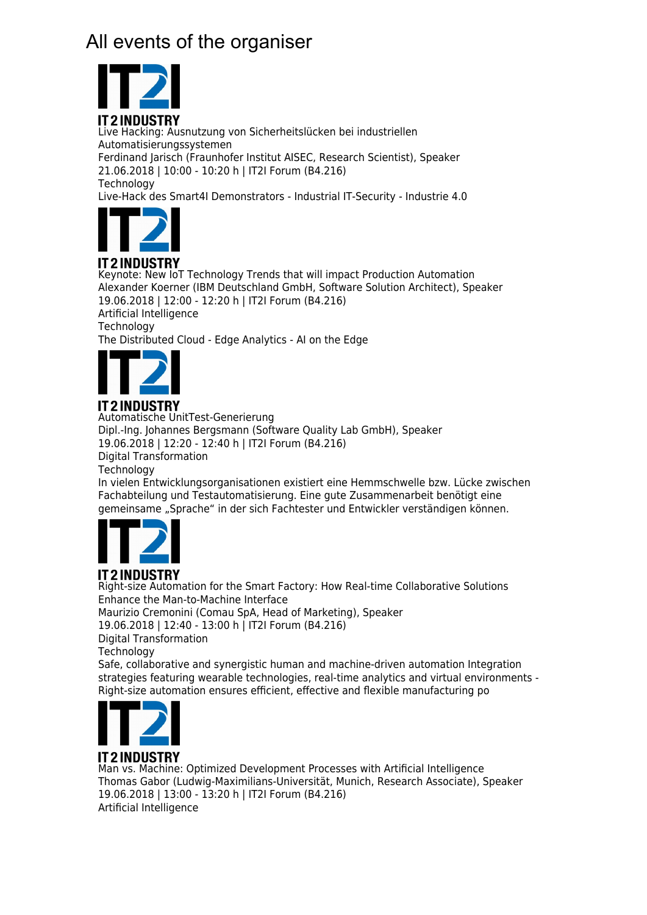# All events of the organiser

IT 2 INDUSTRY

Live Hacking: Ausnutzung von Sicherheitslücken bei industriellen Automatisierungssystemen
Ferdinand Jarisch (Fraunhofer Institut AISEC, Research Scientist), Speaker
21.06.2018 | 10:00 - 10:20 h | IT2I Forum (B4.216)
Technology
Live-Hack des Smart4I Demonstrators - Industrial IT-Security - Industrie 4.0

IT 2 INDUSTRY

Keynote: New IoT Technology Trends that will impact Production Automation
Alexander Koerner (IBM Deutschland GmbH, Software Solution Architect), Speaker
19.06.2018 | 12:00 - 12:20 h | IT2I Forum (B4.216)
Artificial Intelligence
Technology
The Distributed Cloud - Edge Analytics - AI on the Edge

IT 2 INDUSTRY

Automatische UnitTest-Generierung
Dipl.-Ing. Johannes Bergsmann (Software Quality Lab GmbH), Speaker
19.06.2018 | 12:20 - 12:40 h | IT2I Forum (B4.216)
Digital Transformation
Technology
In vielen Entwicklungsorganisationen existiert eine Hemmschwelle bzw. Lücke zwischen Fachabteilung und Testautomatisierung. Eine gute Zusammenarbeit benötigt eine gemeinsame „Sprache" in der sich Fachtester und Entwickler verständigen können.

IT 2 INDUSTRY

Right-size Automation for the Smart Factory: How Real-time Collaborative Solutions Enhance the Man-to-Machine Interface
Maurizio Cremonini (Comau SpA, Head of Marketing), Speaker
19.06.2018 | 12:40 - 13:00 h | IT2I Forum (B4.216)
Digital Transformation
Technology
Safe, collaborative and synergistic human and machine-driven automation Integration strategies featuring wearable technologies, real-time analytics and virtual environments - Right-size automation ensures efficient, effective and flexible manufacturing po

IT 2 INDUSTRY

Man vs. Machine: Optimized Development Processes with Artificial Intelligence
Thomas Gabor (Ludwig-Maximilians-Universität, Munich, Research Associate), Speaker
19.06.2018 | 13:00 - 13:20 h | IT2I Forum (B4.216)
Artificial Intelligence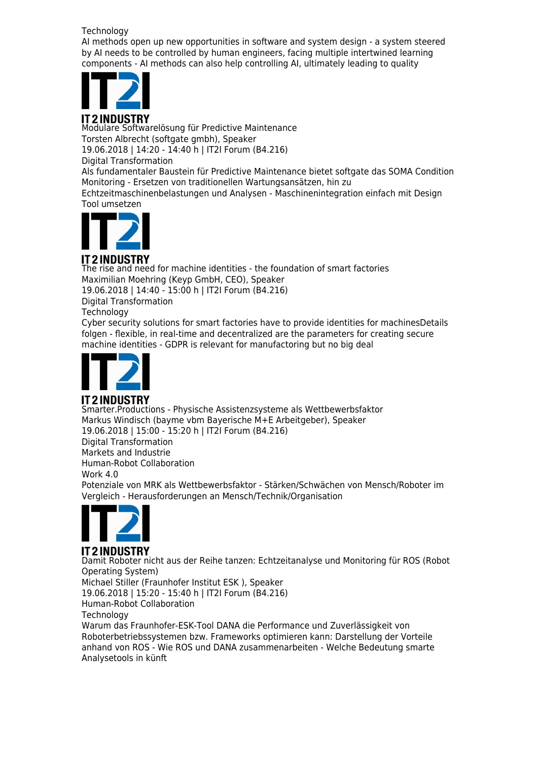Technology

AI methods open up new opportunities in software and system design - a system steered by AI needs to be controlled by human engineers, facing multiple intertwined learning components - AI methods can also help controlling AI, ultimately leading to quality

IT 2 INDUSTRY

Modulare Softwarelösung für Predictive Maintenance

Torsten Albrecht (softgate gmbh), Speaker

19.06.2018 | 14:20 - 14:40 h | IT2I Forum (B4.216)

Digital Transformation

Als fundamentaler Baustein für Predictive Maintenance bietet softgate das SOMA Condition Monitoring - Ersetzen von traditionellen Wartungsansätzen, hin zu Echtzeitmaschinenbelastungen und Analysen - Maschinenintegration einfach mit Design Tool umsetzen

IT 2 INDUSTRY

The rise and need for machine identities - the foundation of smart factories

Maximilian Moehring (Keyp GmbH, CEO), Speaker

19.06.2018 | 14:40 - 15:00 h | IT2I Forum (B4.216)

Digital Transformation

Technology

Cyber security solutions for smart factories have to provide identities for machinesDetails folgen - flexible, in real-time and decentralized are the parameters for creating secure machine identities - GDPR is relevant for manufactoring but no big deal

IT 2 INDUSTRY

Smarter.Productions - Physische Assistenzsysteme als Wettbewerbsfaktor

Markus Windisch (bayme vbm Bayerische M+E Arbeitgeber), Speaker

19.06.2018 | 15:00 - 15:20 h | IT2I Forum (B4.216)

Digital Transformation

Markets and Industrie

Human-Robot Collaboration

Work 4.0

Potenziale von MRK als Wettbewerbsfaktor - Stärken/Schwächen von Mensch/Roboter im Vergleich - Herausforderungen an Mensch/Technik/Organisation

IT 2 INDUSTRY

Damit Roboter nicht aus der Reihe tanzen: Echtzeitanalyse und Monitoring für ROS (Robot Operating System)

Michael Stiller (Fraunhofer Institut ESK ), Speaker

19.06.2018 | 15:20 - 15:40 h | IT2I Forum (B4.216)

Human-Robot Collaboration

Technology

Warum das Fraunhofer-ESK-Tool DANA die Performance und Zuverlässigkeit von Roboterbetriebssystemen bzw. Frameworks optimieren kann: Darstellung der Vorteile anhand von ROS - Wie ROS und DANA zusammenarbeiten - Welche Bedeutung smarte Analysetools in künft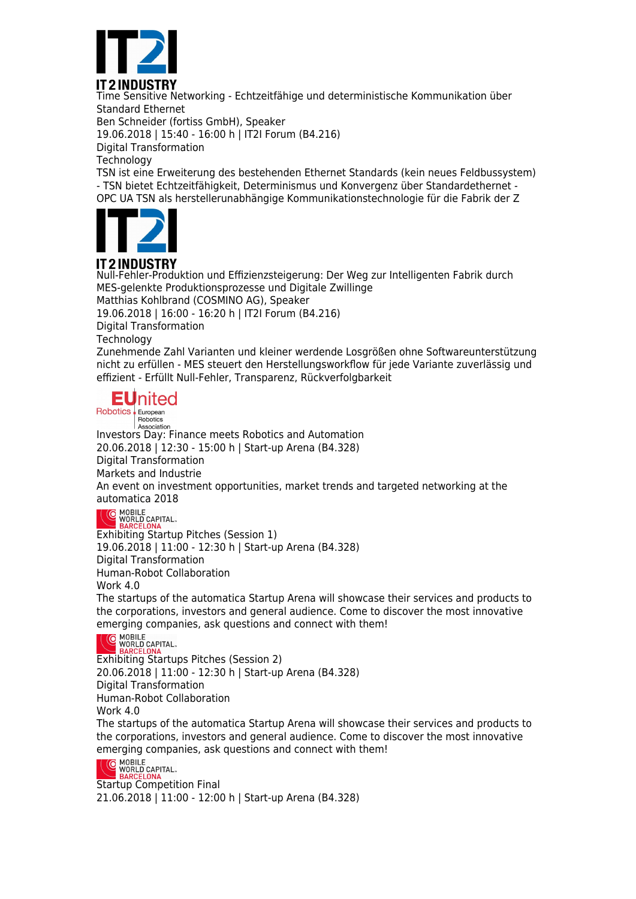IT 2 INDUSTRY

Time Sensitive Networking - Echtzeitfähige und deterministische Kommunikation über Standard Ethernet

Ben Schneider (fortiss GmbH), Speaker

19.06.2018 | 15:40 - 16:00 h | IT2I Forum (B4.216)

Digital Transformation

Technology

TSN ist eine Erweiterung des bestehenden Ethernet Standards (kein neues Feldbussystem) - TSN bietet Echtzeitfähigkeit, Determinismus und Konvergenz über Standardethernet - OPC UA TSN als herstellerunabhängige Kommunikationstechnologie für die Fabrik der Z

IT 2 INDUSTRY

Null-Fehler-Produktion und Effizienzsteigerung: Der Weg zur Intelligenten Fabrik durch MES-gelenkte Produktionsprozesse und Digitale Zwillinge

Matthias Kohlbrand (COSMINO AG), Speaker

19.06.2018 | 16:00 - 16:20 h | IT2I Forum (B4.216)

Digital Transformation

Technology

Zunehmende Zahl Varianten und kleiner werdende Losgrößen ohne Softwareunterstützung nicht zu erfüllen - MES steuert den Herstellungsworkflow für jede Variante zuverlässig und effizient - Erfüllt Null-Fehler, Transparenz, Rückverfolgbarkeit

EUnited Robotics European Robotics Association

Investors Day: Finance meets Robotics and Automation

20.06.2018 | 12:30 - 15:00 h | Start-up Arena (B4.328)

Digital Transformation

Markets and Industrie

An event on investment opportunities, market trends and targeted networking at the automatica 2018

MOBILE WORLD CAPITAL BARCELONA

Exhibiting Startup Pitches (Session 1)

19.06.2018 | 11:00 - 12:30 h | Start-up Arena (B4.328)

Digital Transformation

Human-Robot Collaboration

Work 4.0

The startups of the automatica Startup Arena will showcase their services and products to the corporations, investors and general audience. Come to discover the most innovative emerging companies, ask questions and connect with them!

MOBILE WORLD CAPITAL BARCELONA

Exhibiting Startups Pitches (Session 2)

20.06.2018 | 11:00 - 12:30 h | Start-up Arena (B4.328)

Digital Transformation

Human-Robot Collaboration

Work 4.0

The startups of the automatica Startup Arena will showcase their services and products to the corporations, investors and general audience. Come to discover the most innovative emerging companies, ask questions and connect with them!

MOBILE WORLD CAPITAL BARCELONA

Startup Competition Final

21.06.2018 | 11:00 - 12:00 h | Start-up Arena (B4.328)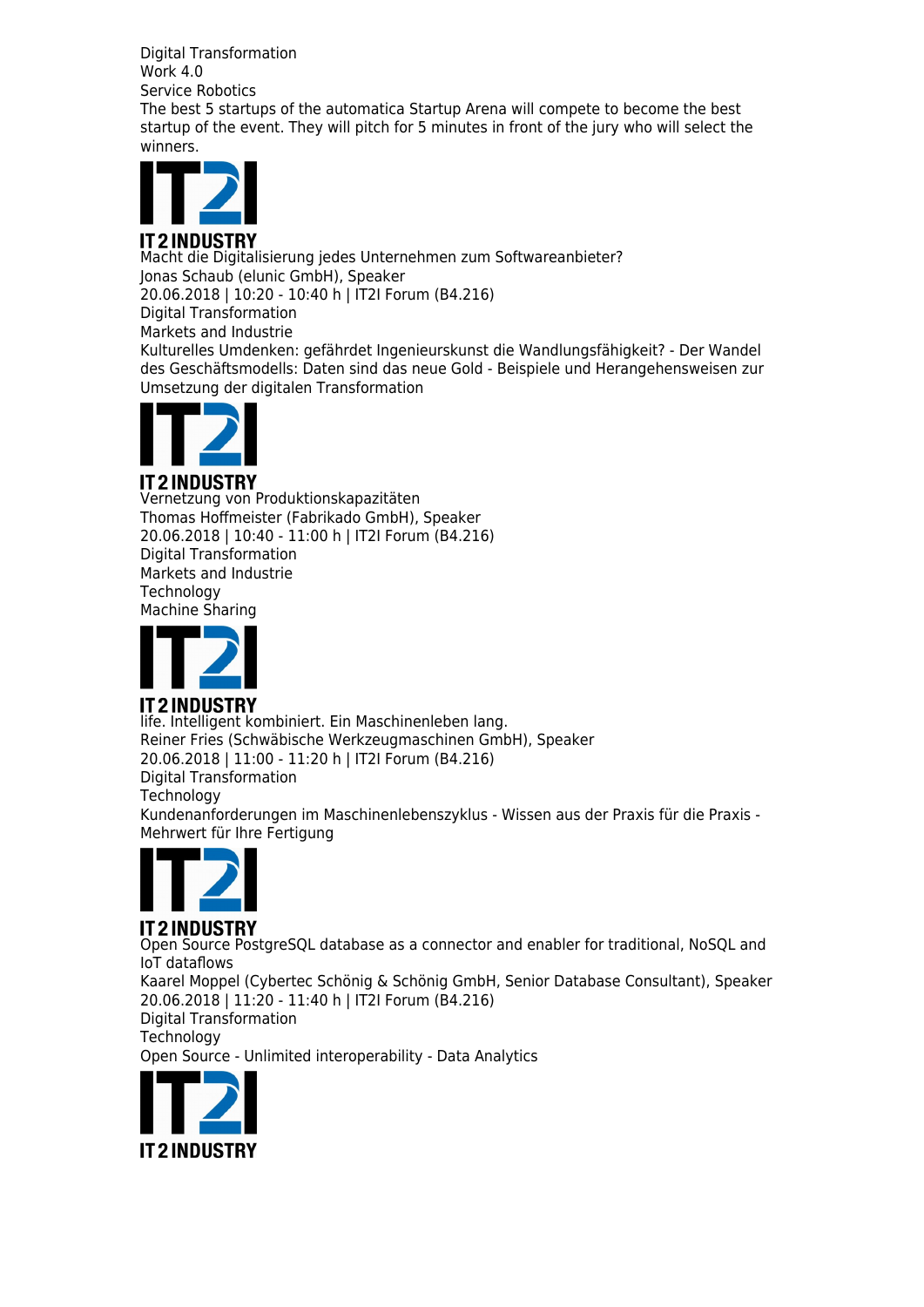Digital Transformation
Work 4.0
Service Robotics
The best 5 startups of the automatica Startup Arena will compete to become the best startup of the event. They will pitch for 5 minutes in front of the jury who will select the winners.

IT 2 INDUSTRY

Macht die Digitalisierung jedes Unternehmen zum Softwareanbieter?
Jonas Schaub (elunic GmbH), Speaker
20.06.2018 | 10:20 - 10:40 h | IT2I Forum (B4.216)
Digital Transformation
Markets and Industrie
Kulturelles Umdenken: gefährdet Ingenieurskunst die Wandlungsfähigkeit? - Der Wandel des Geschäftsmodells: Daten sind das neue Gold - Beispiele und Herangehensweisen zur Umsetzung der digitalen Transformation

IT 2 INDUSTRY

Vernetzung von Produktionskapazitäten
Thomas Hoffmeister (Fabrikado GmbH), Speaker
20.06.2018 | 10:40 - 11:00 h | IT2I Forum (B4.216)
Digital Transformation
Markets and Industrie
Technology
Machine Sharing

IT 2 INDUSTRY

life. Intelligent kombiniert. Ein Maschinenleben lang.
Reiner Fries (Schwäbische Werkzeugmaschinen GmbH), Speaker
20.06.2018 | 11:00 - 11:20 h | IT2I Forum (B4.216)
Digital Transformation
Technology
Kundenanforderungen im Maschinenlebenszyklus - Wissen aus der Praxis für die Praxis - Mehrwert für Ihre Fertigung

IT 2 INDUSTRY

Open Source PostgreSQL database as a connector and enabler for traditional, NoSQL and IoT dataflows
Kaarel Moppel (Cybertec Schönig & Schönig GmbH, Senior Database Consultant), Speaker
20.06.2018 | 11:20 - 11:40 h | IT2I Forum (B4.216)
Digital Transformation
Technology
Open Source - Unlimited interoperability - Data Analytics

IT 2 INDUSTRY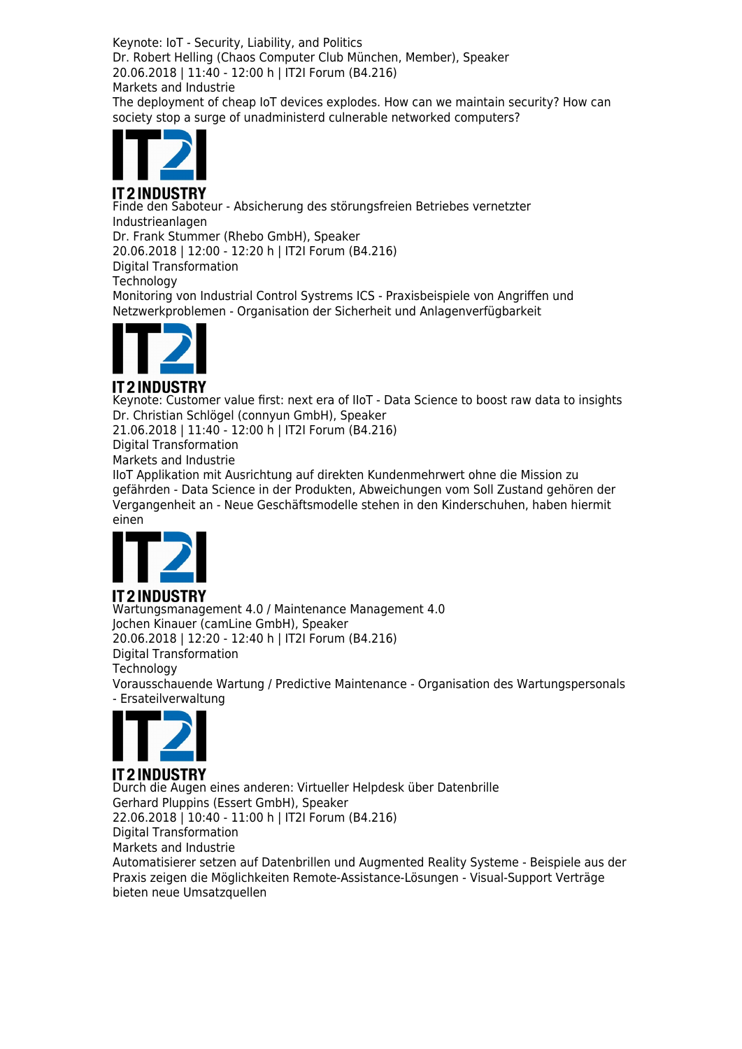Keynote: IoT - Security, Liability, and Politics
Dr. Robert Helling (Chaos Computer Club München, Member), Speaker
20.06.2018 | 11:40 - 12:00 h | IT2I Forum (B4.216)
Markets and Industrie
The deployment of cheap IoT devices explodes. How can we maintain security? How can society stop a surge of unadministerd culnerable networked computers?

IT 2 INDUSTRY

Finde den Saboteur - Absicherung des störungsfreien Betriebes vernetzter Industrieanlagen
Dr. Frank Stummer (Rhebo GmbH), Speaker
20.06.2018 | 12:00 - 12:20 h | IT2I Forum (B4.216)
Digital Transformation
Technology
Monitoring von Industrial Control Systrems ICS - Praxisbeispiele von Angriffen und Netzwerkproblemen - Organisation der Sicherheit und Anlagenverfügbarkeit

IT 2 INDUSTRY

Keynote: Customer value first: next era of IIoT - Data Science to boost raw data to insights
Dr. Christian Schlögel (connyun GmbH), Speaker
21.06.2018 | 11:40 - 12:00 h | IT2I Forum (B4.216)
Digital Transformation
Markets and Industrie
IIoT Applikation mit Ausrichtung auf direkten Kundenmehrwert ohne die Mission zu gefährden - Data Science in der Produkten, Abweichungen vom Soll Zustand gehören der Vergangenheit an - Neue Geschäftsmodelle stehen in den Kinderschuhen, haben hiermit einen

IT 2 INDUSTRY

Wartungsmanagement 4.0 / Maintenance Management 4.0
Jochen Kinauer (camLine GmbH), Speaker
20.06.2018 | 12:20 - 12:40 h | IT2I Forum (B4.216)
Digital Transformation
Technology
Vorausschauende Wartung / Predictive Maintenance - Organisation des Wartungspersonals - Ersateilverwaltung

IT 2 INDUSTRY

Durch die Augen eines anderen: Virtueller Helpdesk über Datenbrille
Gerhard Pluppins (Essert GmbH), Speaker
22.06.2018 | 10:40 - 11:00 h | IT2I Forum (B4.216)
Digital Transformation
Markets and Industrie
Automatisierer setzen auf Datenbrillen und Augmented Reality Systeme - Beispiele aus der Praxis zeigen die Möglichkeiten Remote-Assistance-Lösungen - Visual-Support Verträge bieten neue Umsatzquellen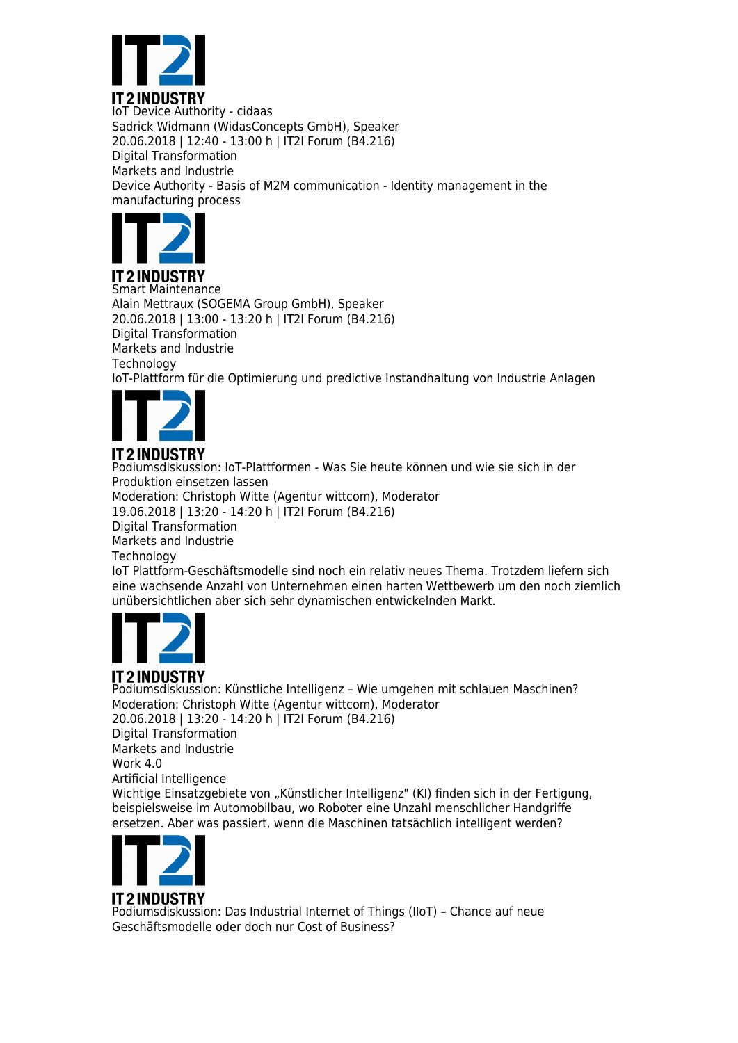IT 2 INDUSTRY

IoT Device Authority - cidaas
Sadrick Widmann (WidasConcepts GmbH), Speaker
20.06.2018 | 12:40 - 13:00 h | IT2I Forum (B4.216)
Digital Transformation
Markets and Industrie
Device Authority - Basis of M2M communication - Identity management in the manufacturing process

IT 2 INDUSTRY

Smart Maintenance
Alain Mettraux (SOGEMA Group GmbH), Speaker
20.06.2018 | 13:00 - 13:20 h | IT2I Forum (B4.216)
Digital Transformation
Markets and Industrie
Technology
IoT-Plattform für die Optimierung und predictive Instandhaltung von Industrie Anlagen

IT 2 INDUSTRY

Podiumsdiskussion: IoT-Plattformen - Was Sie heute können und wie sie sich in der Produktion einsetzen lassen
Moderation: Christoph Witte (Agentur wittcom), Moderator
19.06.2018 | 13:20 - 14:20 h | IT2I Forum (B4.216)
Digital Transformation
Markets and Industrie
Technology
IoT Plattform-Geschäftsmodelle sind noch ein relativ neues Thema. Trotzdem liefern sich eine wachsende Anzahl von Unternehmen einen harten Wettbewerb um den noch ziemlich unübersichtlichen aber sich sehr dynamischen entwickelnden Markt.

IT 2 INDUSTRY

Podiumsdiskussion: Künstliche Intelligenz – Wie umgehen mit schlauen Maschinen?
Moderation: Christoph Witte (Agentur wittcom), Moderator
20.06.2018 | 13:20 - 14:20 h | IT2I Forum (B4.216)
Digital Transformation
Markets and Industrie
Work 4.0
Artificial Intelligence
Wichtige Einsatzgebiete von „Künstlicher Intelligenz" (KI) finden sich in der Fertigung, beispielsweise im Automobilbau, wo Roboter eine Unzahl menschlicher Handgriffe ersetzen. Aber was passiert, wenn die Maschinen tatsächlich intelligent werden?

IT 2 INDUSTRY

Podiumsdiskussion: Das Industrial Internet of Things (IIoT) – Chance auf neue Geschäftsmodelle oder doch nur Cost of Business?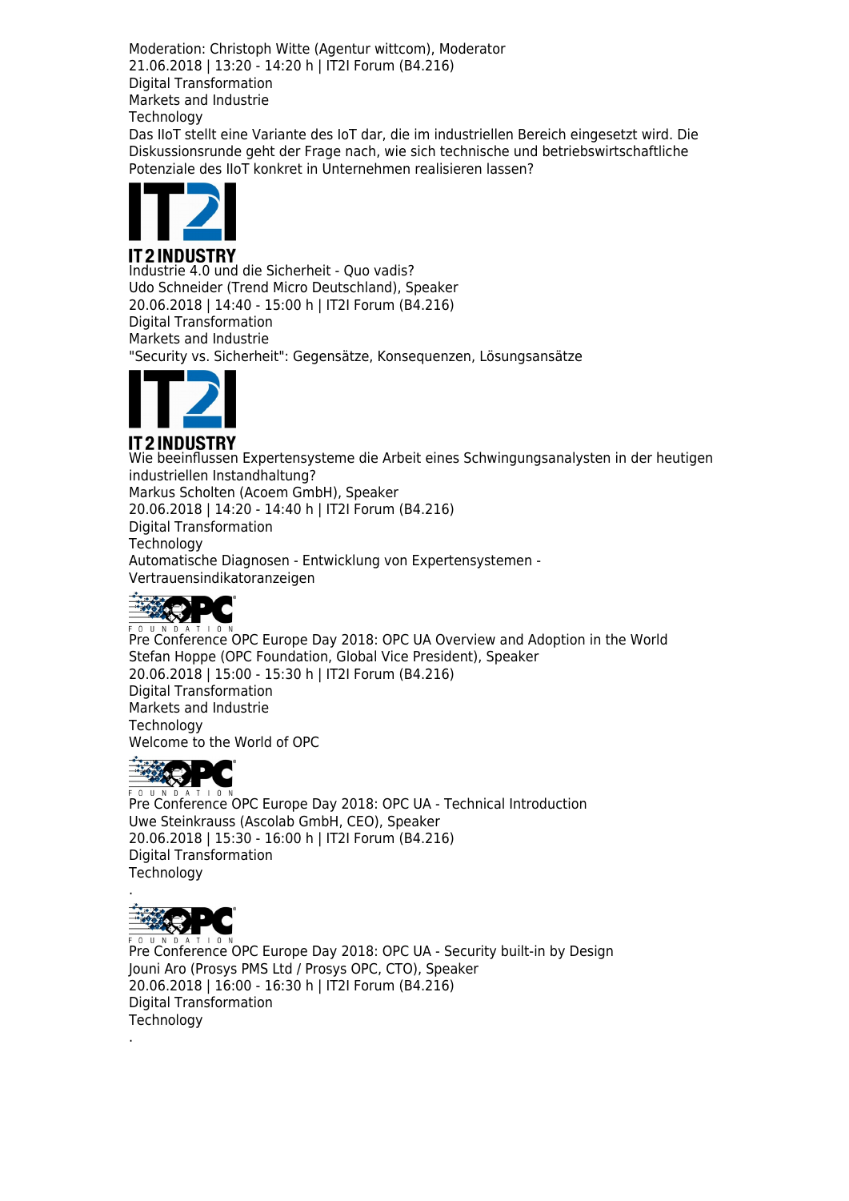Moderation: Christoph Witte (Agentur wittcom), Moderator
21.06.2018 | 13:20 - 14:20 h | IT2I Forum (B4.216)
Digital Transformation
Markets and Industrie
Technology
Das IIoT stellt eine Variante des IoT dar, die im industriellen Bereich eingesetzt wird. Die Diskussionsrunde geht der Frage nach, wie sich technische und betriebswirtschaftliche Potenziale des IIoT konkret in Unternehmen realisieren lassen?

IT 2 INDUSTRY
Industrie 4.0 und die Sicherheit - Quo vadis?
Udo Schneider (Trend Micro Deutschland), Speaker
20.06.2018 | 14:40 - 15:00 h | IT2I Forum (B4.216)
Digital Transformation
Markets and Industrie
"Security vs. Sicherheit": Gegensätze, Konsequenzen, Lösungsansätze

IT 2 INDUSTRY
Wie beeinflussen Expertensysteme die Arbeit eines Schwingungsanalysten in der heutigen industriellen Instandhaltung?
Markus Scholten (Acoem GmbH), Speaker
20.06.2018 | 14:20 - 14:40 h | IT2I Forum (B4.216)
Digital Transformation
Technology
Automatische Diagnosen - Entwicklung von Expertensystemen - Vertrauensindikatoranzeigen

OPC FOUNDATION
Pre Conference OPC Europe Day 2018: OPC UA Overview and Adoption in the World
Stefan Hoppe (OPC Foundation, Global Vice President), Speaker
20.06.2018 | 15:00 - 15:30 h | IT2I Forum (B4.216)
Digital Transformation
Markets and Industrie
Technology
Welcome to the World of OPC

OPC FOUNDATION
Pre Conference OPC Europe Day 2018: OPC UA - Technical Introduction
Uwe Steinkrauss (Ascolab GmbH, CEO), Speaker
20.06.2018 | 15:30 - 16:00 h | IT2I Forum (B4.216)
Digital Transformation
Technology
.

OPC FOUNDATION
Pre Conference OPC Europe Day 2018: OPC UA - Security built-in by Design
Jouni Aro (Prosys PMS Ltd / Prosys OPC, CTO), Speaker
20.06.2018 | 16:00 - 16:30 h | IT2I Forum (B4.216)
Digital Transformation
Technology
.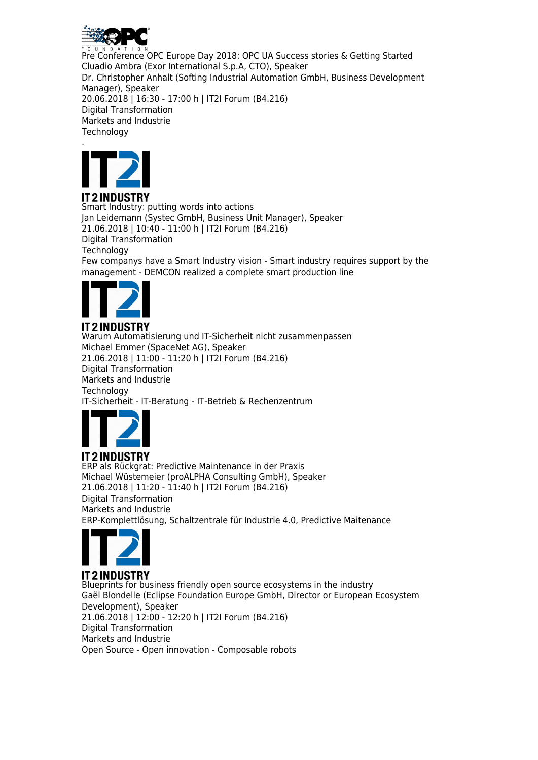Pre Conference OPC Europe Day 2018: OPC UA Success stories & Getting Started
Cluadio Ambra (Exor International S.p.A, CTO), Speaker
Dr. Christopher Anhalt (Softing Industrial Automation GmbH, Business Development Manager), Speaker
20.06.2018 | 16:30 - 17:00 h | IT2I Forum (B4.216)
Digital Transformation
Markets and Industrie
Technology
.

Smart Industry: putting words into actions
Jan Leidemann (Systec GmbH, Business Unit Manager), Speaker
21.06.2018 | 10:40 - 11:00 h | IT2I Forum (B4.216)
Digital Transformation
Technology
Few companys have a Smart Industry vision - Smart industry requires support by the management - DEMCON realized a complete smart production line

Warum Automatisierung und IT-Sicherheit nicht zusammenpassen
Michael Emmer (SpaceNet AG), Speaker
21.06.2018 | 11:00 - 11:20 h | IT2I Forum (B4.216)
Digital Transformation
Markets and Industrie
Technology
IT-Sicherheit - IT-Beratung - IT-Betrieb & Rechenzentrum

ERP als Rückgrat: Predictive Maintenance in der Praxis
Michael Wüstemeier (proALPHA Consulting GmbH), Speaker
21.06.2018 | 11:20 - 11:40 h | IT2I Forum (B4.216)
Digital Transformation
Markets and Industrie
ERP-Komplettlösung, Schaltzentrale für Industrie 4.0, Predictive Maitenance

Blueprints for business friendly open source ecosystems in the industry
Gaël Blondelle (Eclipse Foundation Europe GmbH, Director or European Ecosystem Development), Speaker
21.06.2018 | 12:00 - 12:20 h | IT2I Forum (B4.216)
Digital Transformation
Markets and Industrie
Open Source - Open innovation - Composable robots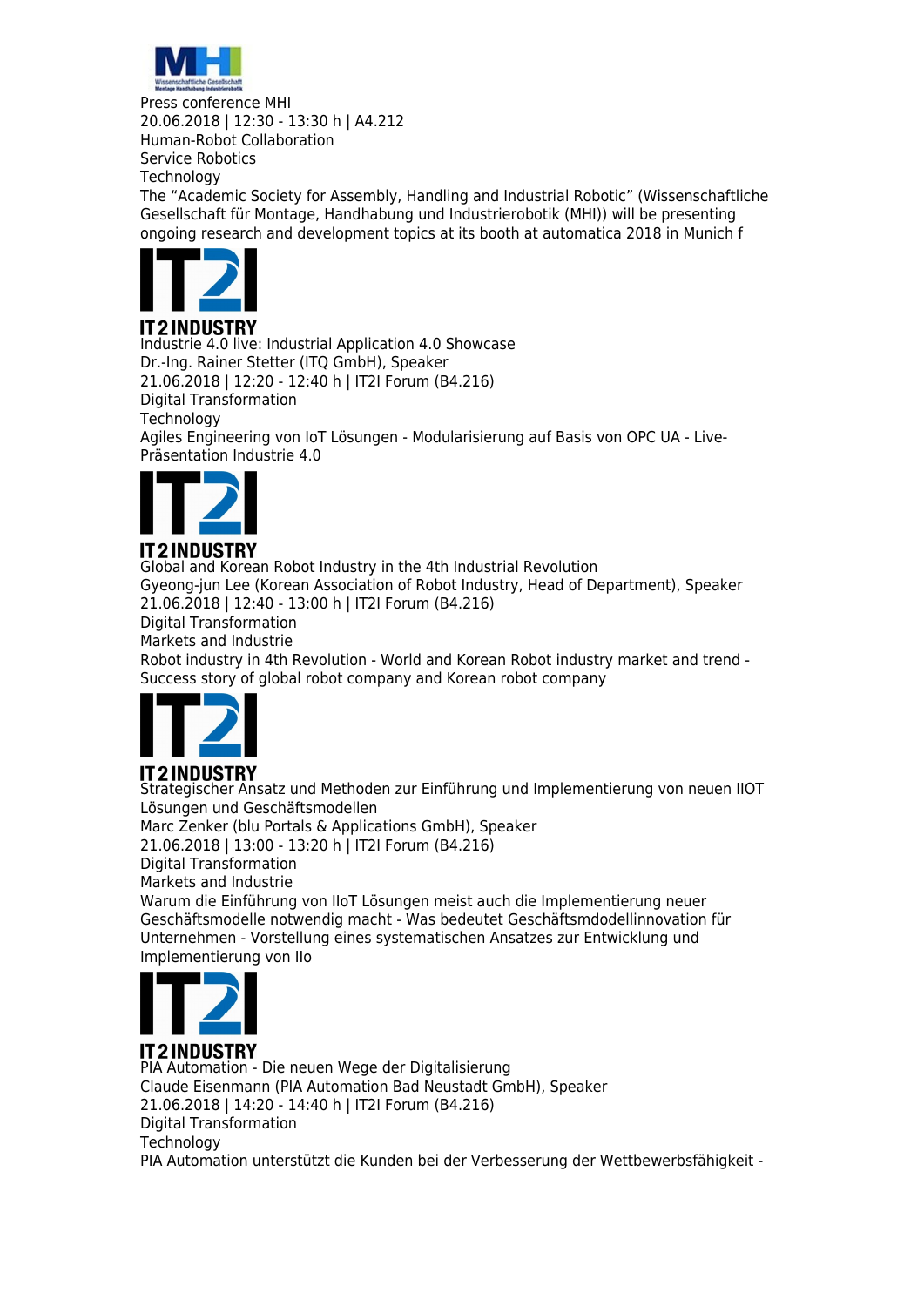Press conference MHI
20.06.2018 | 12:30 - 13:30 h | A4.212
Human-Robot Collaboration
Service Robotics
Technology
The “Academic Society for Assembly, Handling and Industrial Robotic” (Wissenschaftliche Gesellschaft für Montage, Handhabung und Industrierobotik (MHI)) will be presenting ongoing research and development topics at its booth at automatica 2018 in Munich f

Industrie 4.0 live: Industrial Application 4.0 Showcase
Dr.-Ing. Rainer Stetter (ITQ GmbH), Speaker
21.06.2018 | 12:20 - 12:40 h | IT2I Forum (B4.216)
Digital Transformation
Technology
Agiles Engineering von IoT Lösungen - Modularisierung auf Basis von OPC UA - Live-Präsentation Industrie 4.0

Global and Korean Robot Industry in the 4th Industrial Revolution
Gyeong-jun Lee (Korean Association of Robot Industry, Head of Department), Speaker
21.06.2018 | 12:40 - 13:00 h | IT2I Forum (B4.216)
Digital Transformation
Markets and Industrie
Robot industry in 4th Revolution - World and Korean Robot industry market and trend - Success story of global robot company and Korean robot company

Strategischer Ansatz und Methoden zur Einführung und Implementierung von neuen IIOT Lösungen und Geschäftsmodellen
Marc Zenker (blu Portals & Applications GmbH), Speaker
21.06.2018 | 13:00 - 13:20 h | IT2I Forum (B4.216)
Digital Transformation
Markets and Industrie
Warum die Einführung von IIoT Lösungen meist auch die Implementierung neuer Geschäftsmodelle notwendig macht - Was bedeutet Geschäftsmdodellinnovation für Unternehmen - Vorstellung eines systematischen Ansatzes zur Entwicklung und Implementierung von IIo

PIA Automation - Die neuen Wege der Digitalisierung
Claude Eisenmann (PIA Automation Bad Neustadt GmbH), Speaker
21.06.2018 | 14:20 - 14:40 h | IT2I Forum (B4.216)
Digital Transformation
Technology
PIA Automation unterstützt die Kunden bei der Verbesserung der Wettbewerbsfähigkeit -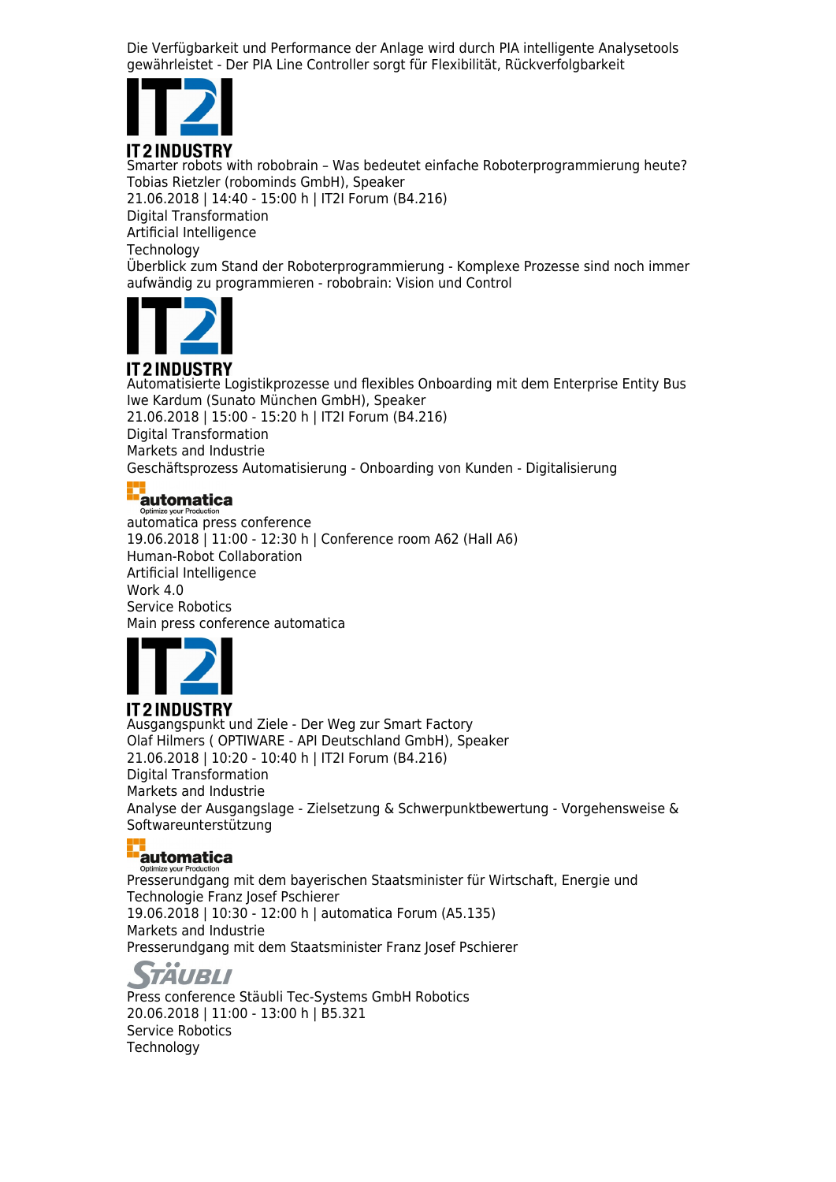Die Verfügbarkeit und Performance der Anlage wird durch PIA intelligente Analysetools gewährleistet - Der PIA Line Controller sorgt für Flexibilität, Rückverfolgbarkeit

IT 2 INDUSTRY

Smarter robots with robobrain – Was bedeutet einfache Roboterprogrammierung heute?
Tobias Rietzler (robominds GmbH), Speaker
21.06.2018 | 14:40 - 15:00 h | IT2I Forum (B4.216)
Digital Transformation
Artificial Intelligence
Technology
Überblick zum Stand der Roboterprogrammierung - Komplexe Prozesse sind noch immer aufwändig zu programmieren - robobrain: Vision und Control

IT 2 INDUSTRY

Automatisierte Logistikprozesse und flexibles Onboarding mit dem Enterprise Entity Bus
Iwe Kardum (Sunato München GmbH), Speaker
21.06.2018 | 15:00 - 15:20 h | IT2I Forum (B4.216)
Digital Transformation
Markets and Industrie
Geschäftsprozess Automatisierung - Onboarding von Kunden - Digitalisierung

automatica
Optimize your Production

automatica press conference
19.06.2018 | 11:00 - 12:30 h | Conference room A62 (Hall A6)
Human-Robot Collaboration
Artificial Intelligence
Work 4.0
Service Robotics
Main press conference automatica

IT 2 INDUSTRY

Ausgangspunkt und Ziele - Der Weg zur Smart Factory
Olaf Hilmers ( OPTIWARE - API Deutschland GmbH), Speaker
21.06.2018 | 10:20 - 10:40 h | IT2I Forum (B4.216)
Digital Transformation
Markets and Industrie
Analyse der Ausgangslage - Zielsetzung & Schwerpunktbewertung - Vorgehensweise & Softwareunterstützung

automatica
Optimize your Production

Presserundgang mit dem bayerischen Staatsminister für Wirtschaft, Energie und Technologie Franz Josef Pschierer
19.06.2018 | 10:30 - 12:00 h | automatica Forum (A5.135)
Markets and Industrie
Presserundgang mit dem Staatsminister Franz Josef Pschierer

STÄUBLI

Press conference Stäubli Tec-Systems GmbH Robotics
20.06.2018 | 11:00 - 13:00 h | B5.321
Service Robotics
Technology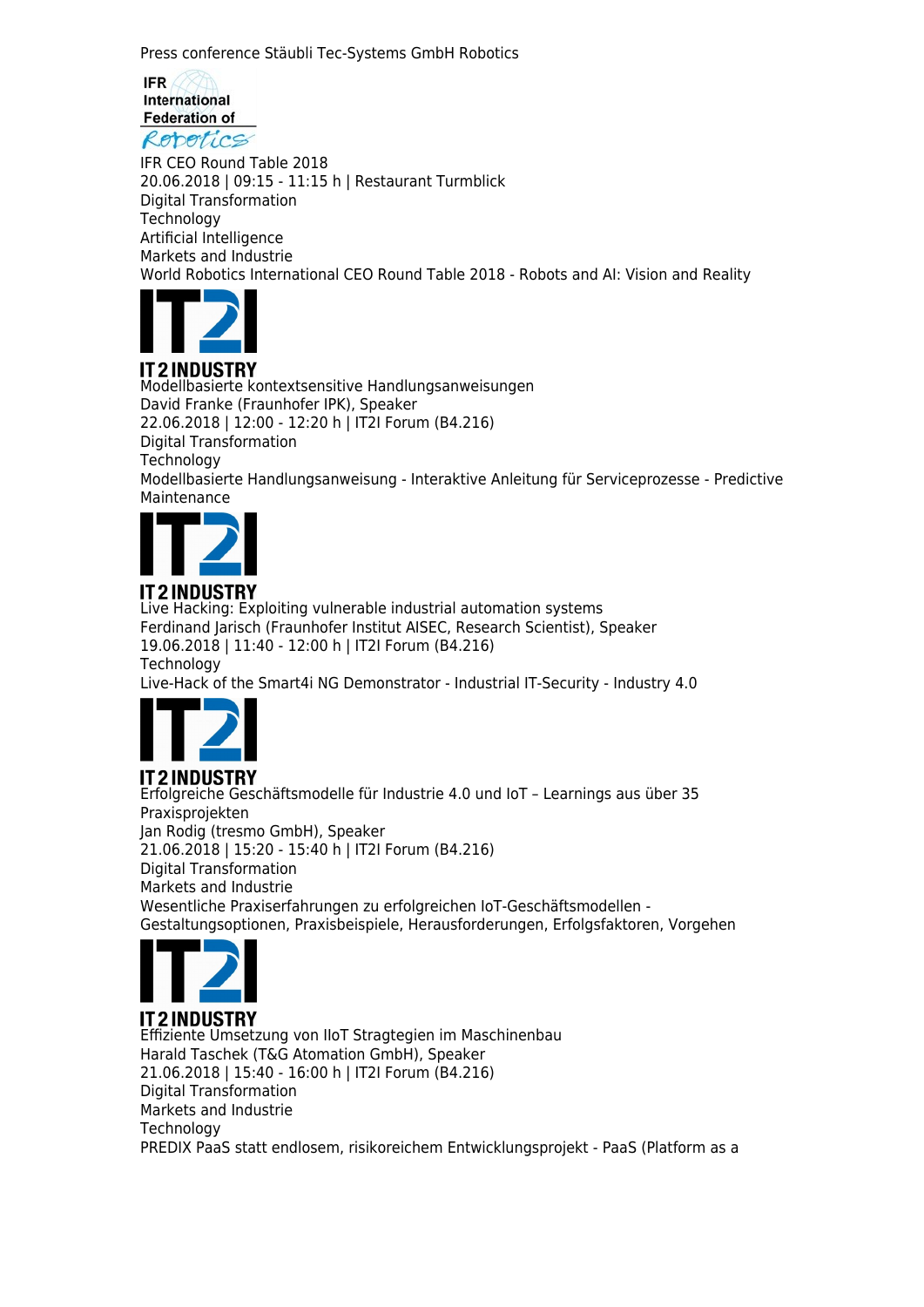Press conference Stäubli Tec-Systems GmbH Robotics

IFR International Federation of Robotics

IFR CEO Round Table 2018
20.06.2018 | 09:15 - 11:15 h | Restaurant Turmblick
Digital Transformation
Technology
Artificial Intelligence
Markets and Industrie
World Robotics International CEO Round Table 2018 - Robots and AI: Vision and Reality

IT 2 INDUSTRY

Modellbasierte kontextsensitive Handlungsanweisungen
David Franke (Fraunhofer IPK), Speaker
22.06.2018 | 12:00 - 12:20 h | IT2I Forum (B4.216)
Digital Transformation
Technology
Modellbasierte Handlungsanweisung - Interaktive Anleitung für Serviceprozesse - Predictive Maintenance

IT 2 INDUSTRY

Live Hacking: Exploiting vulnerable industrial automation systems
Ferdinand Jarisch (Fraunhofer Institut AISEC, Research Scientist), Speaker
19.06.2018 | 11:40 - 12:00 h | IT2I Forum (B4.216)
Technology
Live-Hack of the Smart4i NG Demonstrator - Industrial IT-Security - Industry 4.0

IT 2 INDUSTRY

Erfolgreiche Geschäftsmodelle für Industrie 4.0 und IoT – Learnings aus über 35 Praxisprojekten
Jan Rodig (tresmo GmbH), Speaker
21.06.2018 | 15:20 - 15:40 h | IT2I Forum (B4.216)
Digital Transformation
Markets and Industrie
Wesentliche Praxiserfahrungen zu erfolgreichen IoT-Geschäftsmodellen - Gestaltungsoptionen, Praxisbeispiele, Herausforderungen, Erfolgsfaktoren, Vorgehen

IT 2 INDUSTRY

Effiziente Umsetzung von IIoT Stragtegien im Maschinenbau
Harald Taschek (T&G Atomation GmbH), Speaker
21.06.2018 | 15:40 - 16:00 h | IT2I Forum (B4.216)
Digital Transformation
Markets and Industrie
Technology
PREDIX PaaS statt endlosem, risikoreichem Entwicklungsprojekt - PaaS (Platform as a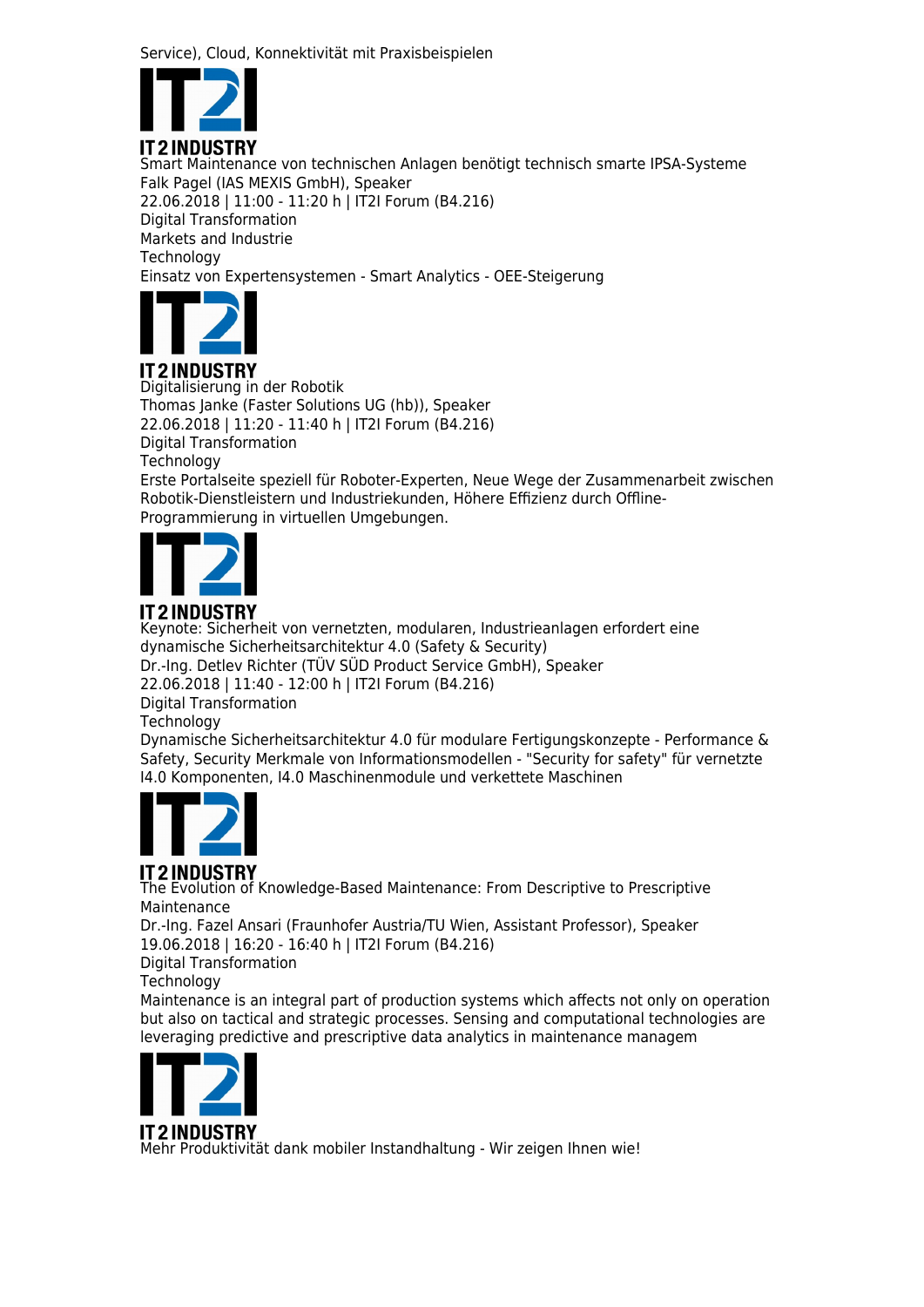Service), Cloud, Konnektivität mit Praxisbeispielen

IT 2 INDUSTRY

Smart Maintenance von technischen Anlagen benötigt technisch smarte IPSA-Systeme
Falk Pagel (IAS MEXIS GmbH), Speaker
22.06.2018 | 11:00 - 11:20 h | IT2I Forum (B4.216)
Digital Transformation
Markets and Industrie
Technology
Einsatz von Expertensystemen - Smart Analytics - OEE-Steigerung

IT 2 INDUSTRY

Digitalisierung in der Robotik
Thomas Janke (Faster Solutions UG (hb)), Speaker
22.06.2018 | 11:20 - 11:40 h | IT2I Forum (B4.216)
Digital Transformation
Technology
Erste Portalseite speziell für Roboter-Experten, Neue Wege der Zusammenarbeit zwischen Robotik-Dienstleistern und Industriekunden, Höhere Effizienz durch Offline-Programmierung in virtuellen Umgebungen.

IT 2 INDUSTRY

Keynote: Sicherheit von vernetzten, modularen, Industrieanlagen erfordert eine dynamische Sicherheitsarchitektur 4.0 (Safety & Security)
Dr.-Ing. Detlev Richter (TÜV SÜD Product Service GmbH), Speaker
22.06.2018 | 11:40 - 12:00 h | IT2I Forum (B4.216)
Digital Transformation
Technology
Dynamische Sicherheitsarchitektur 4.0 für modulare Fertigungskonzepte - Performance & Safety, Security Merkmale von Informationsmodellen - "Security for safety" für vernetzte I4.0 Komponenten, I4.0 Maschinenmodule und verkettete Maschinen

IT 2 INDUSTRY

The Evolution of Knowledge-Based Maintenance: From Descriptive to Prescriptive Maintenance
Dr.-Ing. Fazel Ansari (Fraunhofer Austria/TU Wien, Assistant Professor), Speaker
19.06.2018 | 16:20 - 16:40 h | IT2I Forum (B4.216)
Digital Transformation
Technology
Maintenance is an integral part of production systems which affects not only on operation but also on tactical and strategic processes. Sensing and computational technologies are leveraging predictive and prescriptive data analytics in maintenance managem

IT 2 INDUSTRY

Mehr Produktivität dank mobiler Instandhaltung - Wir zeigen Ihnen wie!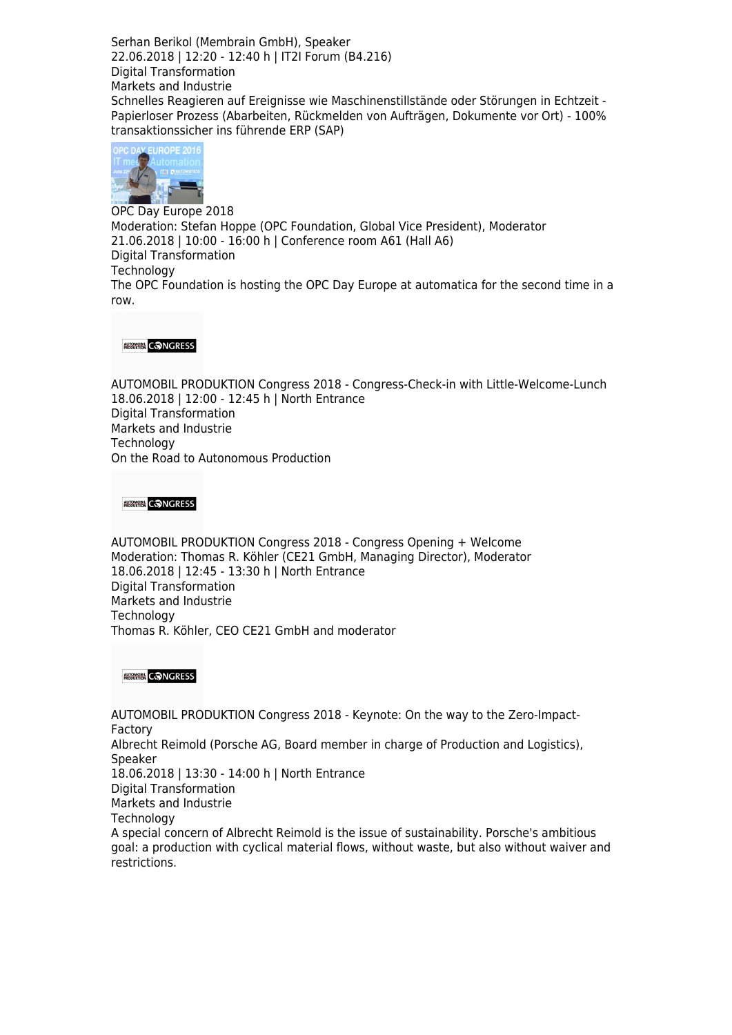Serhan Berikol (Membrain GmbH), Speaker
22.06.2018 | 12:20 - 12:40 h | IT2I Forum (B4.216)
Digital Transformation
Markets and Industrie
Schnelles Reagieren auf Ereignisse wie Maschinenstillstände oder Störungen in Echtzeit - Papierloser Prozess (Abarbeiten, Rückmelden von Aufträgen, Dokumente vor Ort) - 100% transaktionssicher ins führende ERP (SAP)

OPC Day Europe 2018
Moderation: Stefan Hoppe (OPC Foundation, Global Vice President), Moderator
21.06.2018 | 10:00 - 16:00 h | Conference room A61 (Hall A6)
Digital Transformation
Technology
The OPC Foundation is hosting the OPC Day Europe at automatica for the second time in a row.

AUTOMOBIL PRODUKTION Congress 2018 - Congress-Check-in with Little-Welcome-Lunch
18.06.2018 | 12:00 - 12:45 h | North Entrance
Digital Transformation
Markets and Industrie
Technology
On the Road to Autonomous Production

AUTOMOBIL PRODUKTION Congress 2018 - Congress Opening + Welcome
Moderation: Thomas R. Köhler (CE21 GmbH, Managing Director), Moderator
18.06.2018 | 12:45 - 13:30 h | North Entrance
Digital Transformation
Markets and Industrie
Technology
Thomas R. Köhler, CEO CE21 GmbH and moderator

AUTOMOBIL PRODUKTION Congress 2018 - Keynote: On the way to the Zero-Impact-Factory
Albrecht Reimold (Porsche AG, Board member in charge of Production and Logistics), Speaker
18.06.2018 | 13:30 - 14:00 h | North Entrance
Digital Transformation
Markets and Industrie
Technology
A special concern of Albrecht Reimold is the issue of sustainability. Porsche's ambitious goal: a production with cyclical material flows, without waste, but also without waiver and restrictions.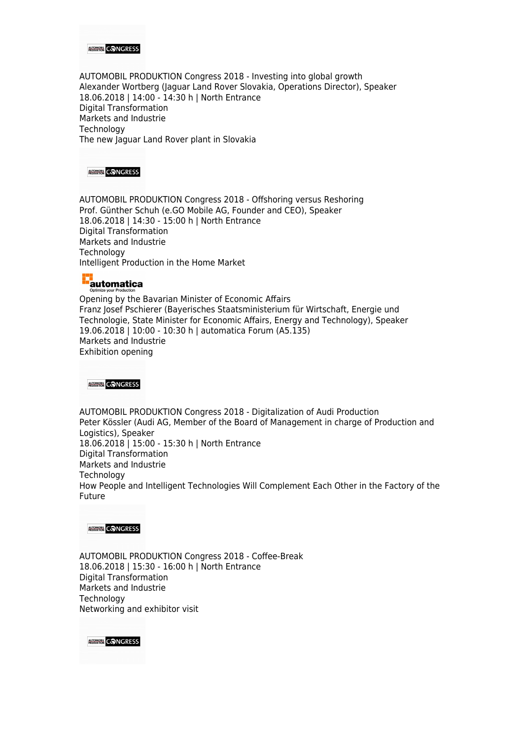AUTOMOBIL PRODUKTION Congress 2018 - Investing into global growth
Alexander Wortberg (Jaguar Land Rover Slovakia, Operations Director), Speaker
18.06.2018 | 14:00 - 14:30 h | North Entrance
Digital Transformation
Markets and Industrie
Technology
The new Jaguar Land Rover plant in Slovakia

AUTOMOBIL PRODUKTION Congress 2018 - Offshoring versus Reshoring
Prof. Günther Schuh (e.GO Mobile AG, Founder and CEO), Speaker
18.06.2018 | 14:30 - 15:00 h | North Entrance
Digital Transformation
Markets and Industrie
Technology
Intelligent Production in the Home Market

Opening by the Bavarian Minister of Economic Affairs
Franz Josef Pschierer (Bayerisches Staatsministerium für Wirtschaft, Energie und Technologie, State Minister for Economic Affairs, Energy and Technology), Speaker
19.06.2018 | 10:00 - 10:30 h | automatica Forum (A5.135)
Markets and Industrie
Exhibition opening

AUTOMOBIL PRODUKTION Congress 2018 - Digitalization of Audi Production
Peter Kössler (Audi AG, Member of the Board of Management in charge of Production and Logistics), Speaker
18.06.2018 | 15:00 - 15:30 h | North Entrance
Digital Transformation
Markets and Industrie
Technology
How People and Intelligent Technologies Will Complement Each Other in the Factory of the Future

AUTOMOBIL PRODUKTION Congress 2018 - Coffee-Break
18.06.2018 | 15:30 - 16:00 h | North Entrance
Digital Transformation
Markets and Industrie
Technology
Networking and exhibitor visit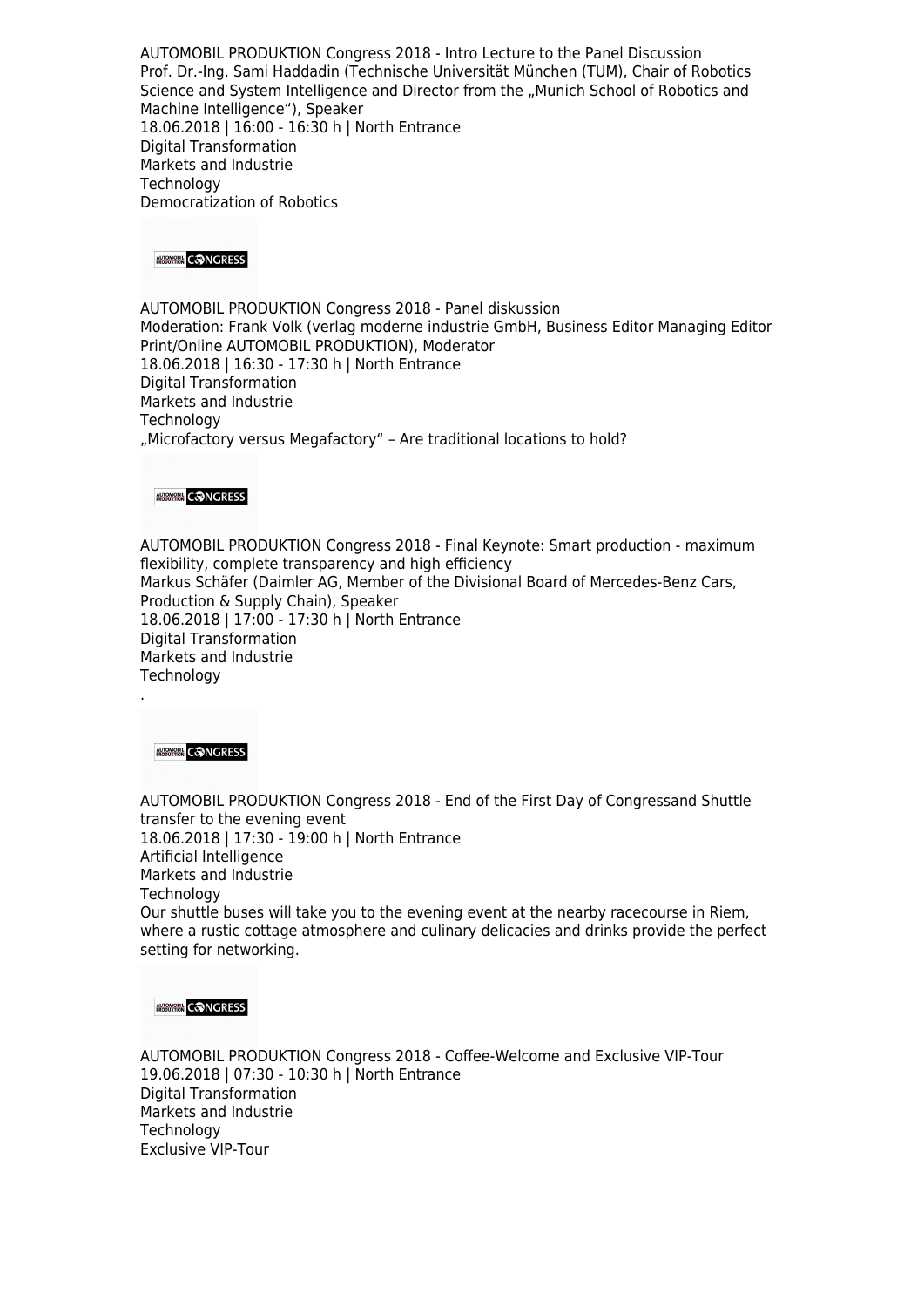AUTOMOBIL PRODUKTION Congress 2018 - Intro Lecture to the Panel Discussion
Prof. Dr.-Ing. Sami Haddadin (Technische Universität München (TUM), Chair of Robotics Science and System Intelligence and Director from the „Munich School of Robotics and Machine Intelligence“), Speaker
18.06.2018 | 16:00 - 16:30 h | North Entrance
Digital Transformation
Markets and Industrie
Technology
Democratization of Robotics

AUTOMOBIL PRODUKTION Congress 2018 - Panel diskussion
Moderation: Frank Volk (verlag moderne industrie GmbH, Business Editor Managing Editor Print/Online AUTOMOBIL PRODUKTION), Moderator
18.06.2018 | 16:30 - 17:30 h | North Entrance
Digital Transformation
Markets and Industrie
Technology
„Microfactory versus Megafactory“ – Are traditional locations to hold?

AUTOMOBIL PRODUKTION Congress 2018 - Final Keynote: Smart production - maximum flexibility, complete transparency and high efficiency
Markus Schäfer (Daimler AG, Member of the Divisional Board of Mercedes-Benz Cars, Production & Supply Chain), Speaker
18.06.2018 | 17:00 - 17:30 h | North Entrance
Digital Transformation
Markets and Industrie
Technology
.

AUTOMOBIL PRODUKTION Congress 2018 - End of the First Day of Congressand Shuttle transfer to the evening event
18.06.2018 | 17:30 - 19:00 h | North Entrance
Artificial Intelligence
Markets and Industrie
Technology
Our shuttle buses will take you to the evening event at the nearby racecourse in Riem, where a rustic cottage atmosphere and culinary delicacies and drinks provide the perfect setting for networking.

AUTOMOBIL PRODUKTION Congress 2018 - Coffee-Welcome and Exclusive VIP-Tour
19.06.2018 | 07:30 - 10:30 h | North Entrance
Digital Transformation
Markets and Industrie
Technology
Exclusive VIP-Tour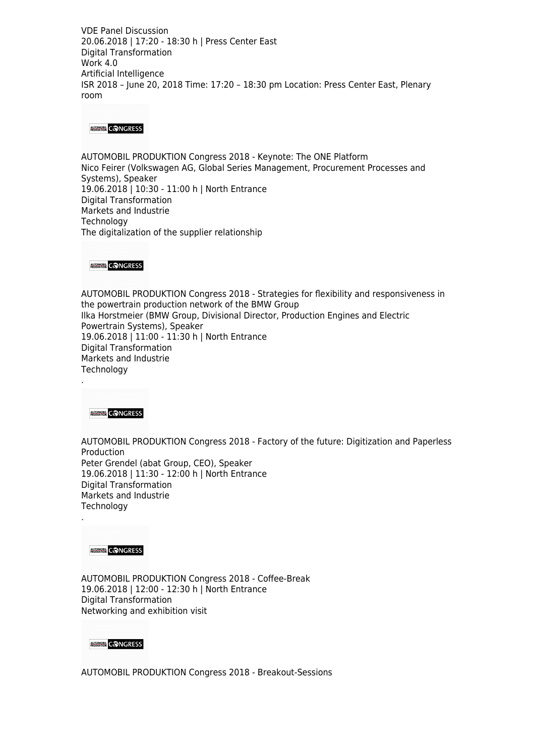VDE Panel Discussion
20.06.2018 | 17:20 - 18:30 h | Press Center East
Digital Transformation
Work 4.0
Artificial Intelligence
ISR 2018 – June 20, 2018 Time: 17:20 – 18:30 pm Location: Press Center East, Plenary room

AUTOMOBIL PRODUKTION Congress 2018 - Keynote: The ONE Platform
Nico Feirer (Volkswagen AG, Global Series Management, Procurement Processes and Systems), Speaker
19.06.2018 | 10:30 - 11:00 h | North Entrance
Digital Transformation
Markets and Industrie
Technology
The digitalization of the supplier relationship

AUTOMOBIL PRODUKTION Congress 2018 - Strategies for flexibility and responsiveness in the powertrain production network of the BMW Group
Ilka Horstmeier (BMW Group, Divisional Director, Production Engines and Electric Powertrain Systems), Speaker
19.06.2018 | 11:00 - 11:30 h | North Entrance
Digital Transformation
Markets and Industrie
Technology
.

AUTOMOBIL PRODUKTION Congress 2018 - Factory of the future: Digitization and Paperless Production
Peter Grendel (abat Group, CEO), Speaker
19.06.2018 | 11:30 - 12:00 h | North Entrance
Digital Transformation
Markets and Industrie
Technology
.

AUTOMOBIL PRODUKTION Congress 2018 - Coffee-Break
19.06.2018 | 12:00 - 12:30 h | North Entrance
Digital Transformation
Networking and exhibition visit

AUTOMOBIL PRODUKTION Congress 2018 - Breakout-Sessions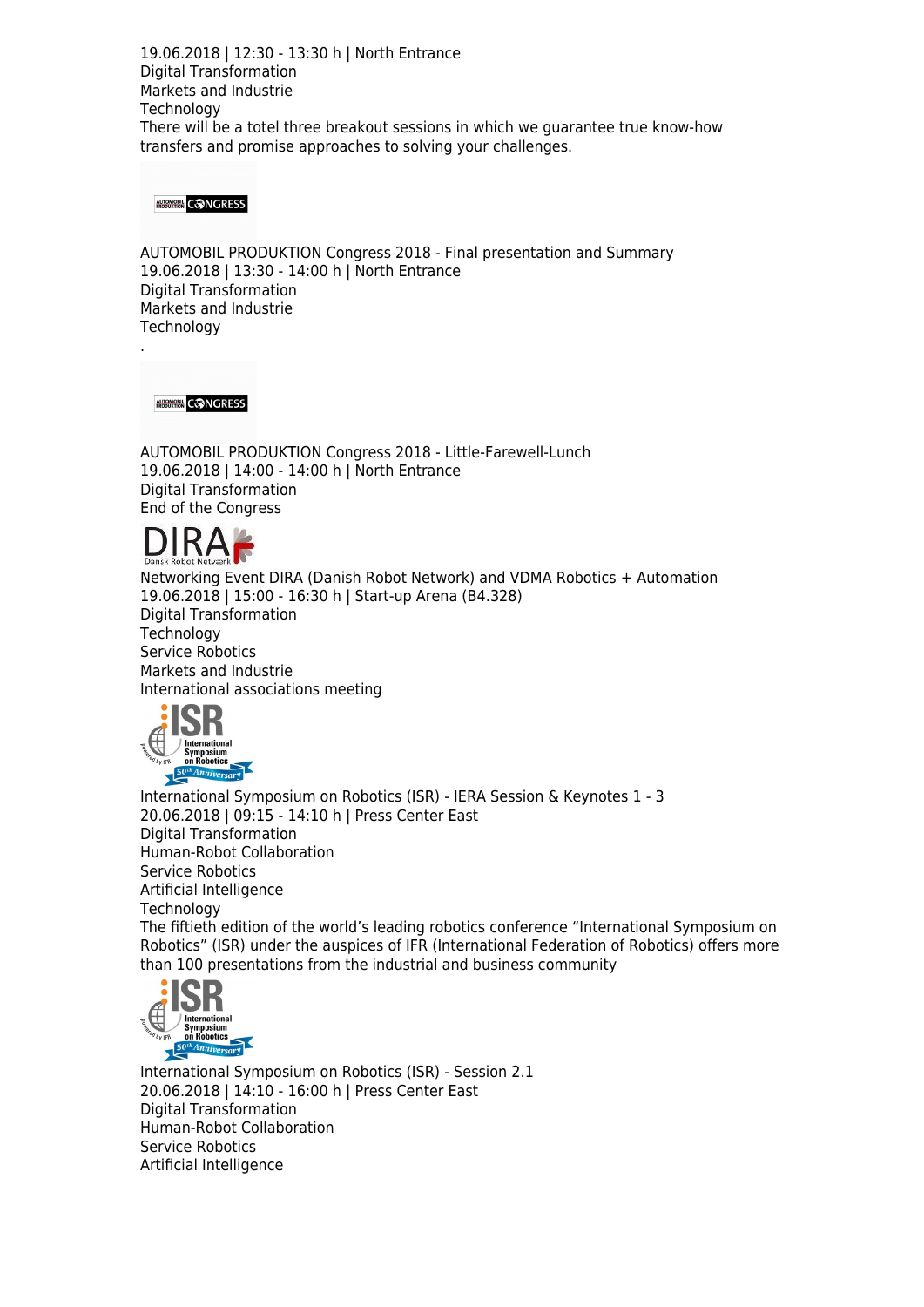19.06.2018 | 12:30 - 13:30 h | North Entrance
Digital Transformation
Markets and Industrie
Technology
There will be a totel three breakout sessions in which we guarantee true know-how transfers and promise approaches to solving your challenges.

AUTOMOBIL PRODUKTION Congress 2018 - Final presentation and Summary
19.06.2018 | 13:30 - 14:00 h | North Entrance
Digital Transformation
Markets and Industrie
Technology
.

AUTOMOBIL PRODUKTION Congress 2018 - Little-Farewell-Lunch
19.06.2018 | 14:00 - 14:00 h | North Entrance
Digital Transformation
End of the Congress

Networking Event DIRA (Danish Robot Network) and VDMA Robotics + Automation
19.06.2018 | 15:00 - 16:30 h | Start-up Arena (B4.328)
Digital Transformation
Technology
Service Robotics
Markets and Industrie
International associations meeting

International Symposium on Robotics (ISR) - IERA Session & Keynotes 1 - 3
20.06.2018 | 09:15 - 14:10 h | Press Center East
Digital Transformation
Human-Robot Collaboration
Service Robotics
Artificial Intelligence
Technology
The fiftieth edition of the world's leading robotics conference "International Symposium on Robotics" (ISR) under the auspices of IFR (International Federation of Robotics) offers more than 100 presentations from the industrial and business community

International Symposium on Robotics (ISR) - Session 2.1
20.06.2018 | 14:10 - 16:00 h | Press Center East
Digital Transformation
Human-Robot Collaboration
Service Robotics
Artificial Intelligence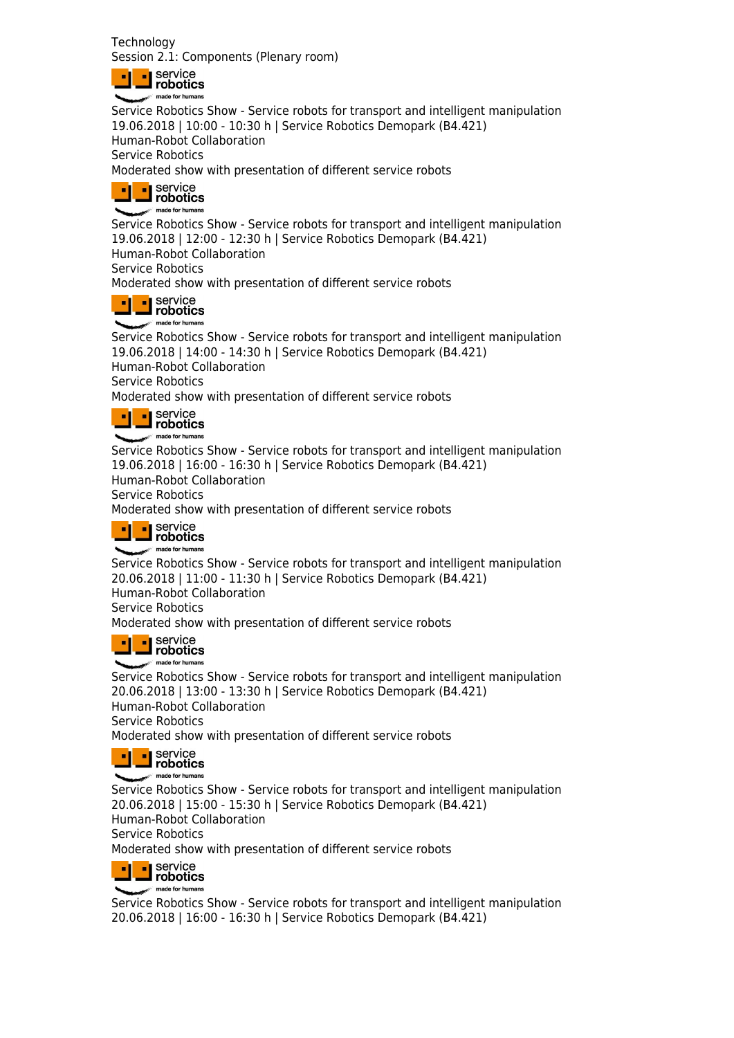Technology
Session 2.1: Components (Plenary room)

Service Robotics Show - Service robots for transport and intelligent manipulation
19.06.2018 | 10:00 - 10:30 h | Service Robotics Demopark (B4.421)
Human-Robot Collaboration
Service Robotics
Moderated show with presentation of different service robots

Service Robotics Show - Service robots for transport and intelligent manipulation
19.06.2018 | 12:00 - 12:30 h | Service Robotics Demopark (B4.421)
Human-Robot Collaboration
Service Robotics
Moderated show with presentation of different service robots

Service Robotics Show - Service robots for transport and intelligent manipulation
19.06.2018 | 14:00 - 14:30 h | Service Robotics Demopark (B4.421)
Human-Robot Collaboration
Service Robotics
Moderated show with presentation of different service robots

Service Robotics Show - Service robots for transport and intelligent manipulation
19.06.2018 | 16:00 - 16:30 h | Service Robotics Demopark (B4.421)
Human-Robot Collaboration
Service Robotics
Moderated show with presentation of different service robots

Service Robotics Show - Service robots for transport and intelligent manipulation
20.06.2018 | 11:00 - 11:30 h | Service Robotics Demopark (B4.421)
Human-Robot Collaboration
Service Robotics
Moderated show with presentation of different service robots

Service Robotics Show - Service robots for transport and intelligent manipulation
20.06.2018 | 13:00 - 13:30 h | Service Robotics Demopark (B4.421)
Human-Robot Collaboration
Service Robotics
Moderated show with presentation of different service robots

Service Robotics Show - Service robots for transport and intelligent manipulation
20.06.2018 | 15:00 - 15:30 h | Service Robotics Demopark (B4.421)
Human-Robot Collaboration
Service Robotics
Moderated show with presentation of different service robots

Service Robotics Show - Service robots for transport and intelligent manipulation
20.06.2018 | 16:00 - 16:30 h | Service Robotics Demopark (B4.421)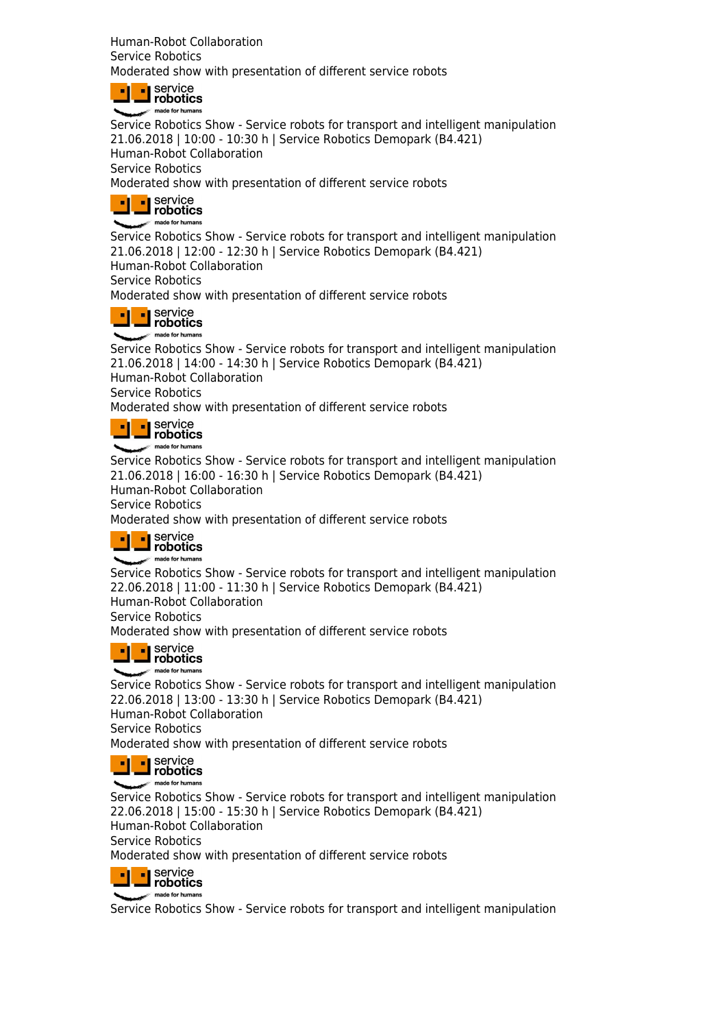Human-Robot Collaboration
Service Robotics
Moderated show with presentation of different service robots

Service Robotics Show - Service robots for transport and intelligent manipulation
21.06.2018 | 10:00 - 10:30 h | Service Robotics Demopark (B4.421)
Human-Robot Collaboration
Service Robotics
Moderated show with presentation of different service robots

Service Robotics Show - Service robots for transport and intelligent manipulation
21.06.2018 | 12:00 - 12:30 h | Service Robotics Demopark (B4.421)
Human-Robot Collaboration
Service Robotics
Moderated show with presentation of different service robots

Service Robotics Show - Service robots for transport and intelligent manipulation
21.06.2018 | 14:00 - 14:30 h | Service Robotics Demopark (B4.421)
Human-Robot Collaboration
Service Robotics
Moderated show with presentation of different service robots

Service Robotics Show - Service robots for transport and intelligent manipulation
21.06.2018 | 16:00 - 16:30 h | Service Robotics Demopark (B4.421)
Human-Robot Collaboration
Service Robotics
Moderated show with presentation of different service robots

Service Robotics Show - Service robots for transport and intelligent manipulation
22.06.2018 | 11:00 - 11:30 h | Service Robotics Demopark (B4.421)
Human-Robot Collaboration
Service Robotics
Moderated show with presentation of different service robots

Service Robotics Show - Service robots for transport and intelligent manipulation
22.06.2018 | 13:00 - 13:30 h | Service Robotics Demopark (B4.421)
Human-Robot Collaboration
Service Robotics
Moderated show with presentation of different service robots

Service Robotics Show - Service robots for transport and intelligent manipulation
22.06.2018 | 15:00 - 15:30 h | Service Robotics Demopark (B4.421)
Human-Robot Collaboration
Service Robotics
Moderated show with presentation of different service robots

Service Robotics Show - Service robots for transport and intelligent manipulation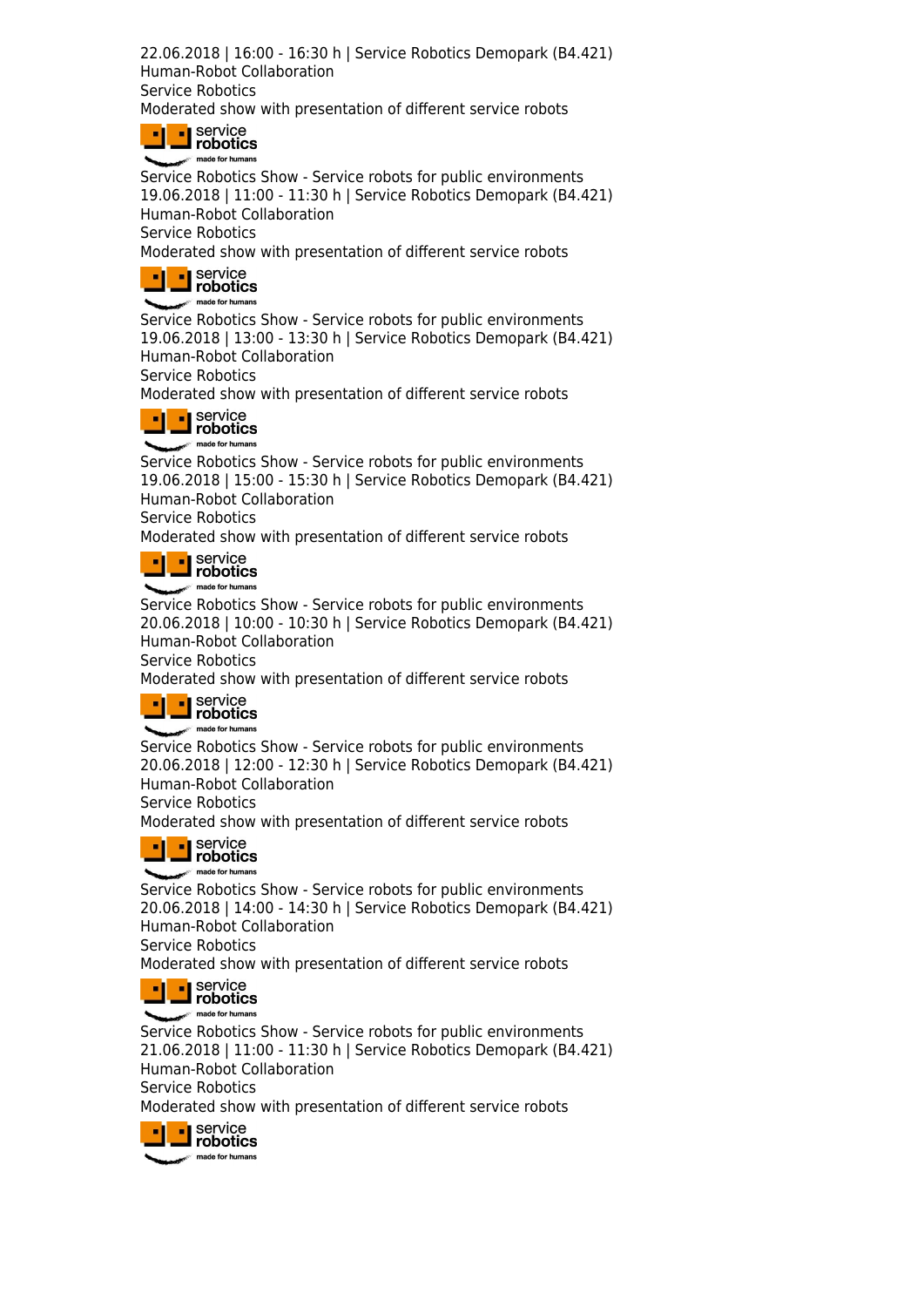22.06.2018 | 16:00 - 16:30 h | Service Robotics Demopark (B4.421)
Human-Robot Collaboration
Service Robotics
Moderated show with presentation of different service robots

Service Robotics Show - Service robots for public environments
19.06.2018 | 11:00 - 11:30 h | Service Robotics Demopark (B4.421)
Human-Robot Collaboration
Service Robotics
Moderated show with presentation of different service robots

Service Robotics Show - Service robots for public environments
19.06.2018 | 13:00 - 13:30 h | Service Robotics Demopark (B4.421)
Human-Robot Collaboration
Service Robotics
Moderated show with presentation of different service robots

Service Robotics Show - Service robots for public environments
19.06.2018 | 15:00 - 15:30 h | Service Robotics Demopark (B4.421)
Human-Robot Collaboration
Service Robotics
Moderated show with presentation of different service robots

Service Robotics Show - Service robots for public environments
20.06.2018 | 10:00 - 10:30 h | Service Robotics Demopark (B4.421)
Human-Robot Collaboration
Service Robotics
Moderated show with presentation of different service robots

Service Robotics Show - Service robots for public environments
20.06.2018 | 12:00 - 12:30 h | Service Robotics Demopark (B4.421)
Human-Robot Collaboration
Service Robotics
Moderated show with presentation of different service robots

Service Robotics Show - Service robots for public environments
20.06.2018 | 14:00 - 14:30 h | Service Robotics Demopark (B4.421)
Human-Robot Collaboration
Service Robotics
Moderated show with presentation of different service robots

Service Robotics Show - Service robots for public environments
21.06.2018 | 11:00 - 11:30 h | Service Robotics Demopark (B4.421)
Human-Robot Collaboration
Service Robotics
Moderated show with presentation of different service robots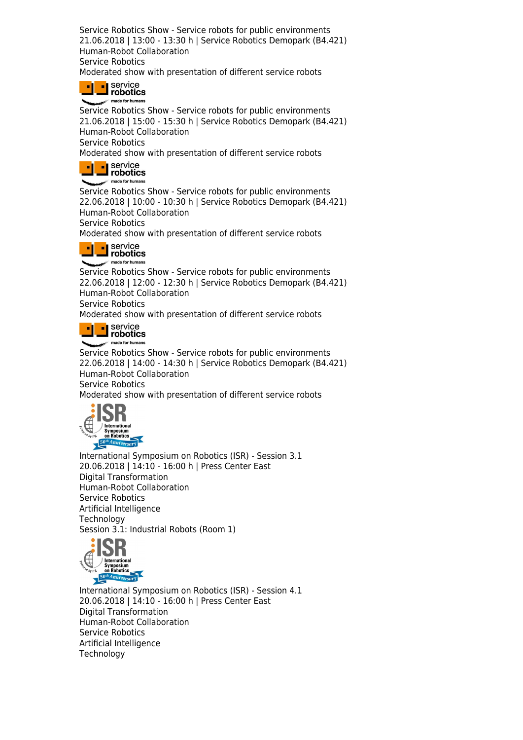Service Robotics Show - Service robots for public environments
21.06.2018 | 13:00 - 13:30 h | Service Robotics Demopark (B4.421)
Human-Robot Collaboration
Service Robotics
Moderated show with presentation of different service robots

Service Robotics Show - Service robots for public environments
21.06.2018 | 15:00 - 15:30 h | Service Robotics Demopark (B4.421)
Human-Robot Collaboration
Service Robotics
Moderated show with presentation of different service robots

Service Robotics Show - Service robots for public environments
22.06.2018 | 10:00 - 10:30 h | Service Robotics Demopark (B4.421)
Human-Robot Collaboration
Service Robotics
Moderated show with presentation of different service robots

Service Robotics Show - Service robots for public environments
22.06.2018 | 12:00 - 12:30 h | Service Robotics Demopark (B4.421)
Human-Robot Collaboration
Service Robotics
Moderated show with presentation of different service robots

Service Robotics Show - Service robots for public environments
22.06.2018 | 14:00 - 14:30 h | Service Robotics Demopark (B4.421)
Human-Robot Collaboration
Service Robotics
Moderated show with presentation of different service robots

International Symposium on Robotics (ISR) - Session 3.1
20.06.2018 | 14:10 - 16:00 h | Press Center East
Digital Transformation
Human-Robot Collaboration
Service Robotics
Artificial Intelligence
Technology
Session 3.1: Industrial Robots (Room 1)

International Symposium on Robotics (ISR) - Session 4.1
20.06.2018 | 14:10 - 16:00 h | Press Center East
Digital Transformation
Human-Robot Collaboration
Service Robotics
Artificial Intelligence
Technology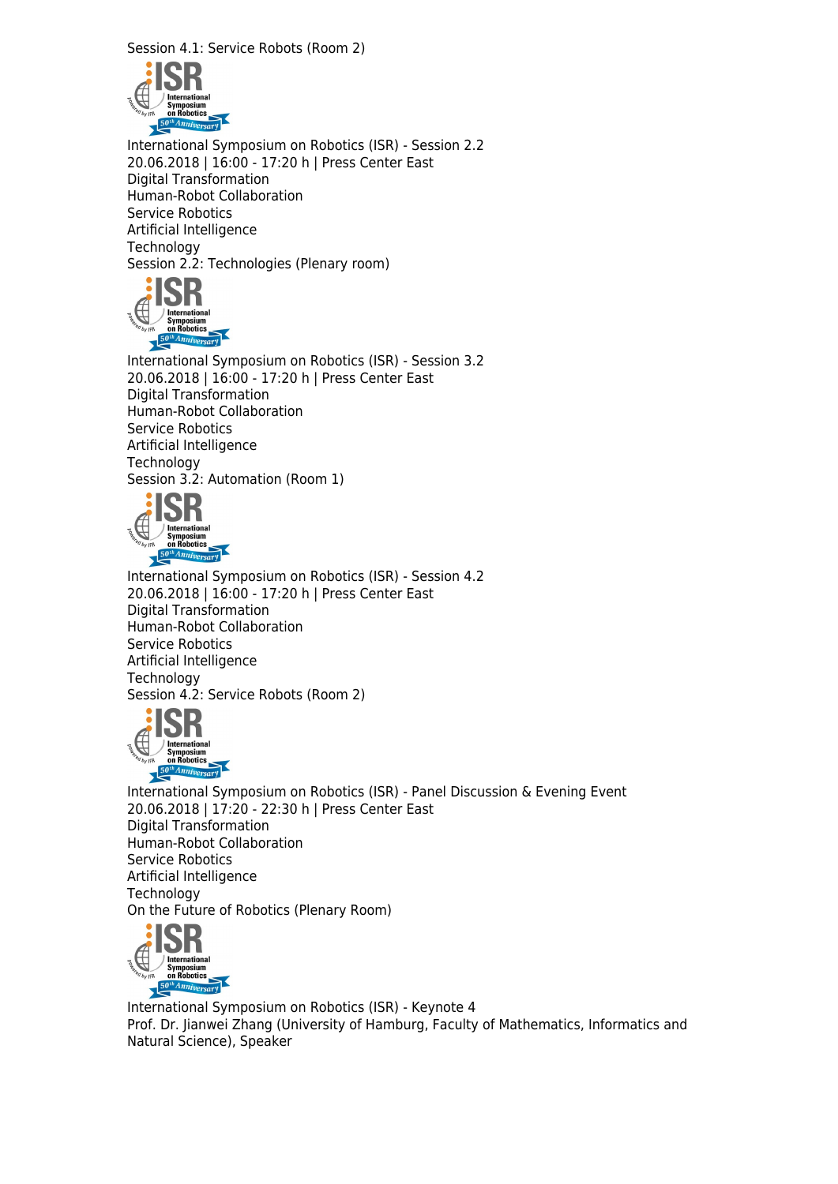Session 4.1: Service Robots (Room 2)

International Symposium on Robotics (ISR) - Session 2.2
20.06.2018 | 16:00 - 17:20 h | Press Center East
Digital Transformation
Human-Robot Collaboration
Service Robotics
Artificial Intelligence
Technology
Session 2.2: Technologies (Plenary room)

International Symposium on Robotics (ISR) - Session 3.2
20.06.2018 | 16:00 - 17:20 h | Press Center East
Digital Transformation
Human-Robot Collaboration
Service Robotics
Artificial Intelligence
Technology
Session 3.2: Automation (Room 1)

International Symposium on Robotics (ISR) - Session 4.2
20.06.2018 | 16:00 - 17:20 h | Press Center East
Digital Transformation
Human-Robot Collaboration
Service Robotics
Artificial Intelligence
Technology
Session 4.2: Service Robots (Room 2)

International Symposium on Robotics (ISR) - Panel Discussion & Evening Event
20.06.2018 | 17:20 - 22:30 h | Press Center East
Digital Transformation
Human-Robot Collaboration
Service Robotics
Artificial Intelligence
Technology
On the Future of Robotics (Plenary Room)

International Symposium on Robotics (ISR) - Keynote 4
Prof. Dr. Jianwei Zhang (University of Hamburg, Faculty of Mathematics, Informatics and Natural Science), Speaker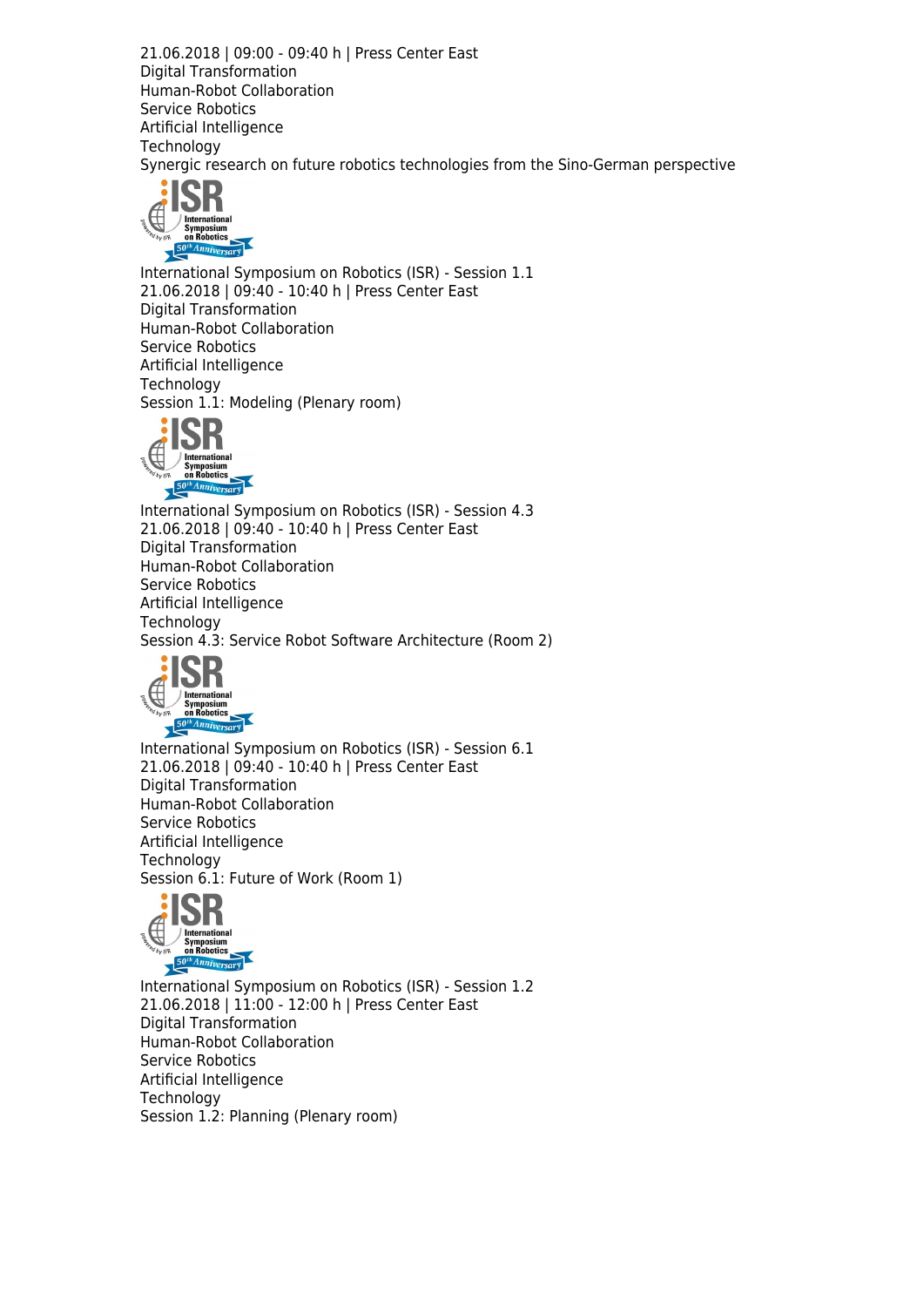21.06.2018 | 09:00 - 09:40 h | Press Center East
Digital Transformation
Human-Robot Collaboration
Service Robotics
Artificial Intelligence
Technology
Synergic research on future robotics technologies from the Sino-German perspective

International Symposium on Robotics (ISR) - Session 1.1
21.06.2018 | 09:40 - 10:40 h | Press Center East
Digital Transformation
Human-Robot Collaboration
Service Robotics
Artificial Intelligence
Technology
Session 1.1: Modeling (Plenary room)

International Symposium on Robotics (ISR) - Session 4.3
21.06.2018 | 09:40 - 10:40 h | Press Center East
Digital Transformation
Human-Robot Collaboration
Service Robotics
Artificial Intelligence
Technology
Session 4.3: Service Robot Software Architecture (Room 2)

International Symposium on Robotics (ISR) - Session 6.1
21.06.2018 | 09:40 - 10:40 h | Press Center East
Digital Transformation
Human-Robot Collaboration
Service Robotics
Artificial Intelligence
Technology
Session 6.1: Future of Work (Room 1)

International Symposium on Robotics (ISR) - Session 1.2
21.06.2018 | 11:00 - 12:00 h | Press Center East
Digital Transformation
Human-Robot Collaboration
Service Robotics
Artificial Intelligence
Technology
Session 1.2: Planning (Plenary room)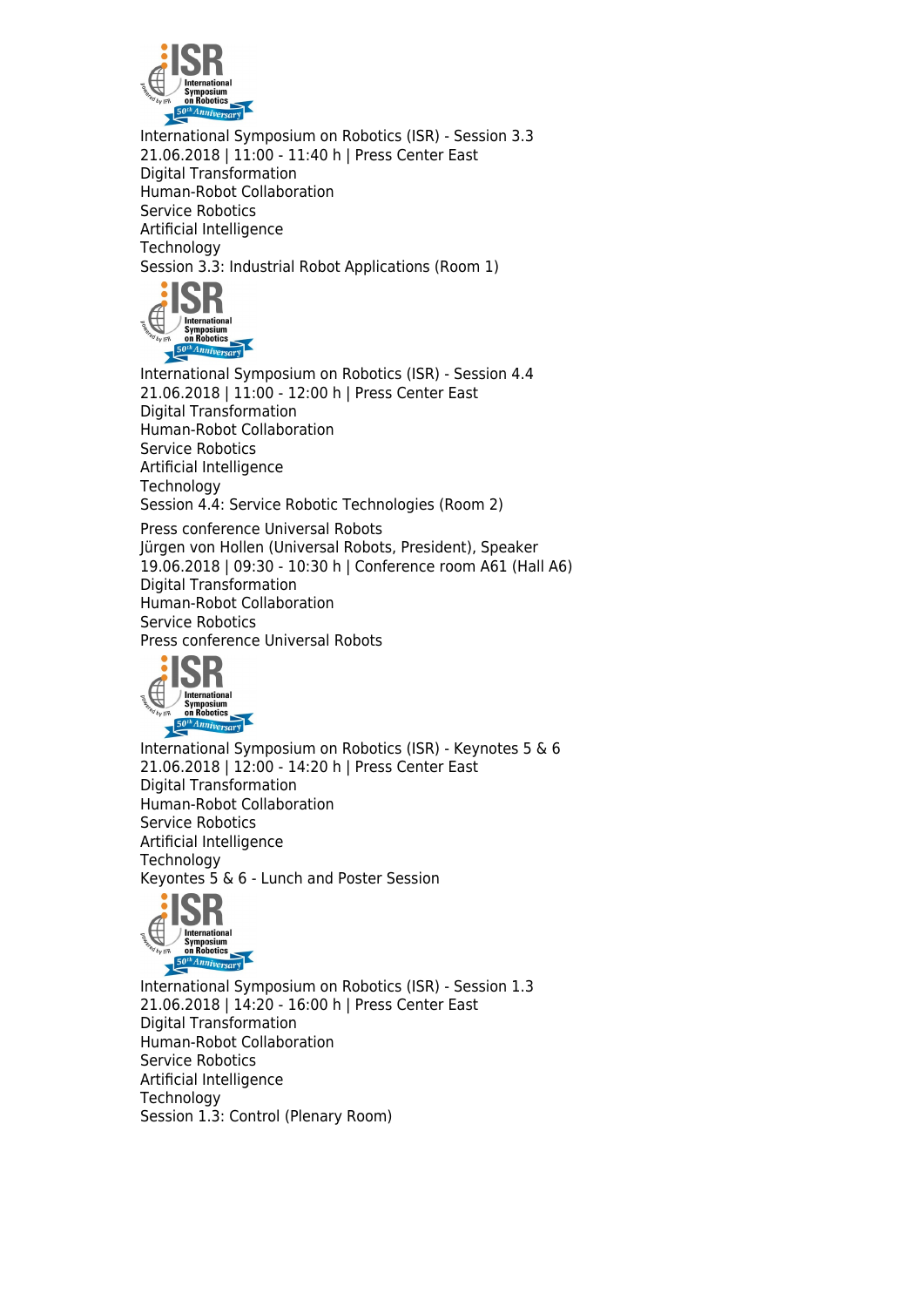International Symposium on Robotics (ISR) - Session 3.3
21.06.2018 | 11:00 - 11:40 h | Press Center East
Digital Transformation
Human-Robot Collaboration
Service Robotics
Artificial Intelligence
Technology
Session 3.3: Industrial Robot Applications (Room 1)

International Symposium on Robotics (ISR) - Session 4.4
21.06.2018 | 11:00 - 12:00 h | Press Center East
Digital Transformation
Human-Robot Collaboration
Service Robotics
Artificial Intelligence
Technology
Session 4.4: Service Robotic Technologies (Room 2)

Press conference Universal Robots
Jürgen von Hollen (Universal Robots, President), Speaker
19.06.2018 | 09:30 - 10:30 h | Conference room A61 (Hall A6)
Digital Transformation
Human-Robot Collaboration
Service Robotics
Press conference Universal Robots

International Symposium on Robotics (ISR) - Keynotes 5 & 6
21.06.2018 | 12:00 - 14:20 h | Press Center East
Digital Transformation
Human-Robot Collaboration
Service Robotics
Artificial Intelligence
Technology
Keyontes 5 & 6 - Lunch and Poster Session

International Symposium on Robotics (ISR) - Session 1.3
21.06.2018 | 14:20 - 16:00 h | Press Center East
Digital Transformation
Human-Robot Collaboration
Service Robotics
Artificial Intelligence
Technology
Session 1.3: Control (Plenary Room)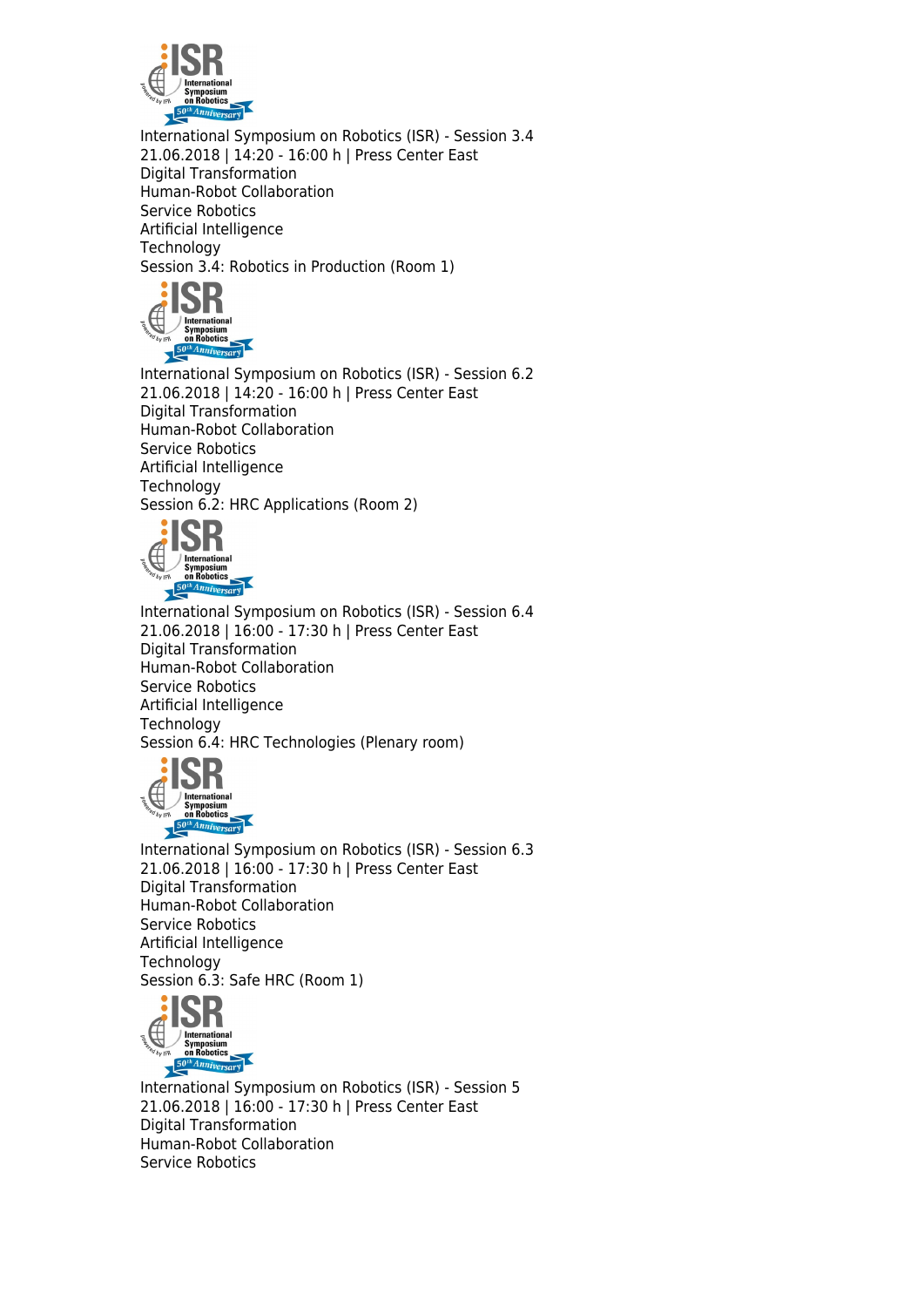International Symposium on Robotics (ISR) - Session 3.4
21.06.2018 | 14:20 - 16:00 h | Press Center East
Digital Transformation
Human-Robot Collaboration
Service Robotics
Artificial Intelligence
Technology
Session 3.4: Robotics in Production (Room 1)

International Symposium on Robotics (ISR) - Session 6.2
21.06.2018 | 14:20 - 16:00 h | Press Center East
Digital Transformation
Human-Robot Collaboration
Service Robotics
Artificial Intelligence
Technology
Session 6.2: HRC Applications (Room 2)

International Symposium on Robotics (ISR) - Session 6.4
21.06.2018 | 16:00 - 17:30 h | Press Center East
Digital Transformation
Human-Robot Collaboration
Service Robotics
Artificial Intelligence
Technology
Session 6.4: HRC Technologies (Plenary room)

International Symposium on Robotics (ISR) - Session 6.3
21.06.2018 | 16:00 - 17:30 h | Press Center East
Digital Transformation
Human-Robot Collaboration
Service Robotics
Artificial Intelligence
Technology
Session 6.3: Safe HRC (Room 1)

International Symposium on Robotics (ISR) - Session 5
21.06.2018 | 16:00 - 17:30 h | Press Center East
Digital Transformation
Human-Robot Collaboration
Service Robotics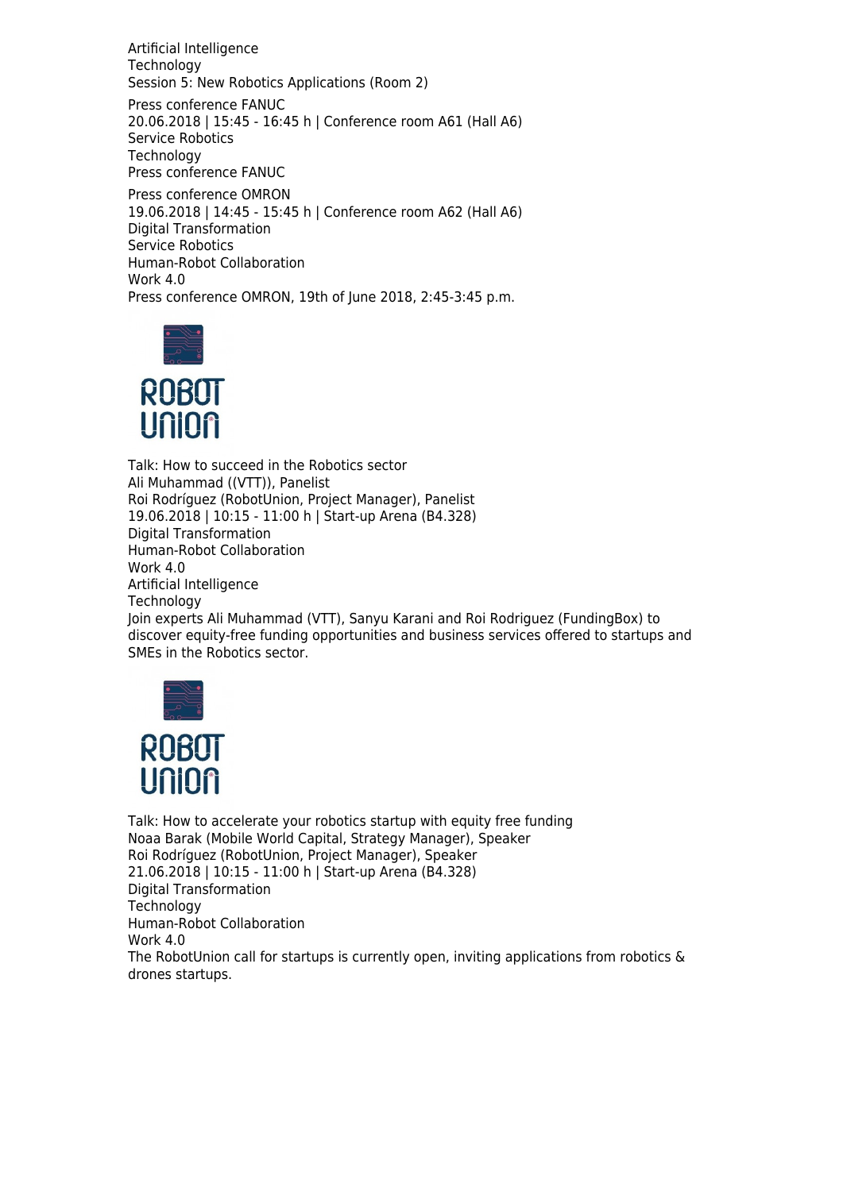Artificial Intelligence
Technology
Session 5: New Robotics Applications (Room 2)

Press conference FANUC
20.06.2018 | 15:45 - 16:45 h | Conference room A61 (Hall A6)
Service Robotics
Technology
Press conference FANUC

Press conference OMRON
19.06.2018 | 14:45 - 15:45 h | Conference room A62 (Hall A6)
Digital Transformation
Service Robotics
Human-Robot Collaboration
Work 4.0
Press conference OMRON, 19th of June 2018, 2:45-3:45 p.m.

Talk: How to succeed in the Robotics sector
Ali Muhammad ((VTT)), Panelist
Roi Rodríguez (RobotUnion, Project Manager), Panelist
19.06.2018 | 10:15 - 11:00 h | Start-up Arena (B4.328)
Digital Transformation
Human-Robot Collaboration
Work 4.0
Artificial Intelligence
Technology
Join experts Ali Muhammad (VTT), Sanyu Karani and Roi Rodriguez (FundingBox) to discover equity-free funding opportunities and business services offered to startups and SMEs in the Robotics sector.

Talk: How to accelerate your robotics startup with equity free funding
Noaa Barak (Mobile World Capital, Strategy Manager), Speaker
Roi Rodríguez (RobotUnion, Project Manager), Speaker
21.06.2018 | 10:15 - 11:00 h | Start-up Arena (B4.328)
Digital Transformation
Technology
Human-Robot Collaboration
Work 4.0
The RobotUnion call for startups is currently open, inviting applications from robotics & drones startups.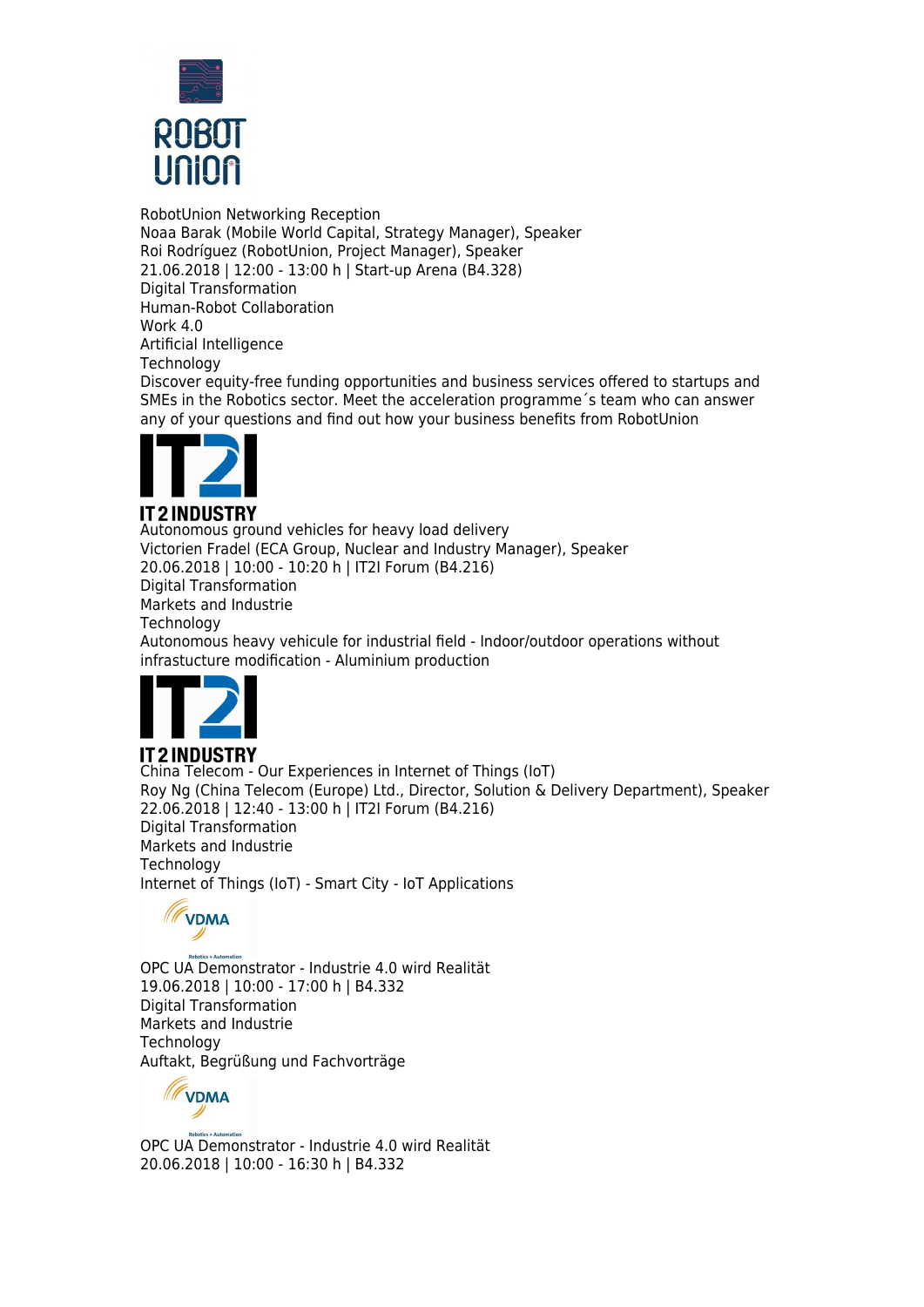RobotUnion Networking Reception
Noaa Barak (Mobile World Capital, Strategy Manager), Speaker
Roi Rodríguez (RobotUnion, Project Manager), Speaker
21.06.2018 | 12:00 - 13:00 h | Start-up Arena (B4.328)
Digital Transformation
Human-Robot Collaboration
Work 4.0
Artificial Intelligence
Technology
Discover equity-free funding opportunities and business services offered to startups and SMEs in the Robotics sector. Meet the acceleration programme´s team who can answer any of your questions and find out how your business benefits from RobotUnion

Autonomous ground vehicles for heavy load delivery
Victorien Fradel (ECA Group, Nuclear and Industry Manager), Speaker
20.06.2018 | 10:00 - 10:20 h | IT2I Forum (B4.216)
Digital Transformation
Markets and Industrie
Technology
Autonomous heavy vehicule for industrial field - Indoor/outdoor operations without infrastucture modification - Aluminium production

China Telecom - Our Experiences in Internet of Things (IoT)
Roy Ng (China Telecom (Europe) Ltd., Director, Solution & Delivery Department), Speaker
22.06.2018 | 12:40 - 13:00 h | IT2I Forum (B4.216)
Digital Transformation
Markets and Industrie
Technology
Internet of Things (IoT) - Smart City - IoT Applications

OPC UA Demonstrator - Industrie 4.0 wird Realität
19.06.2018 | 10:00 - 17:00 h | B4.332
Digital Transformation
Markets and Industrie
Technology
Auftakt, Begrüßung und Fachvorträge

OPC UA Demonstrator - Industrie 4.0 wird Realität
20.06.2018 | 10:00 - 16:30 h | B4.332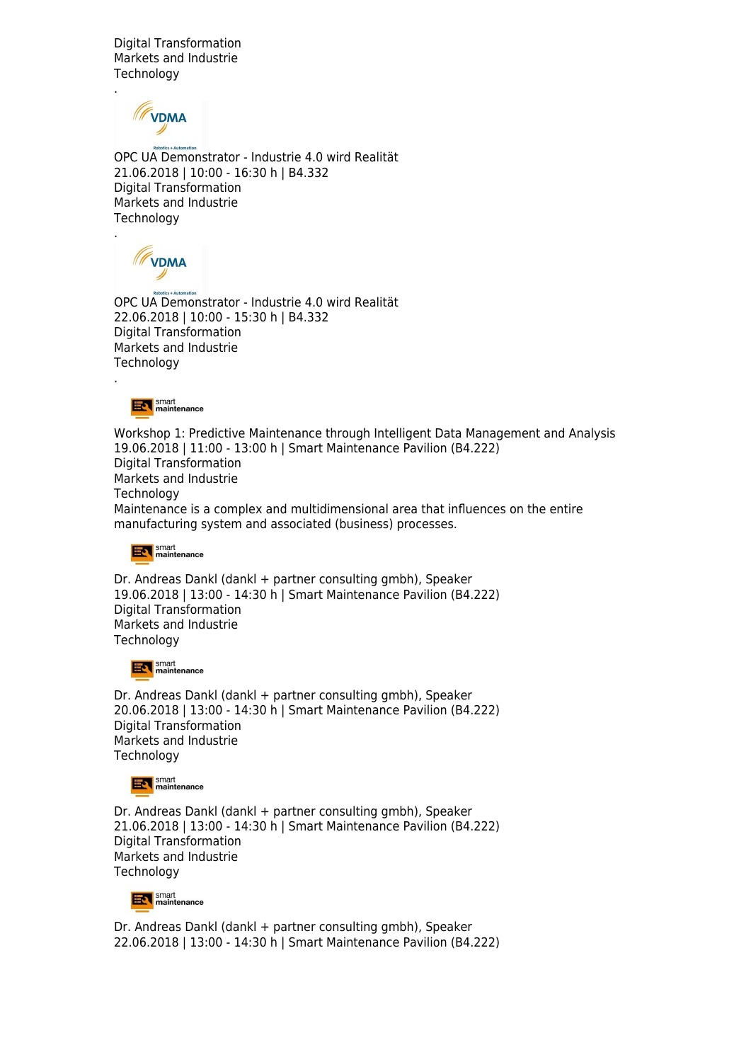Digital Transformation
Markets and Industrie
Technology

.

OPC UA Demonstrator - Industrie 4.0 wird Realität
21.06.2018 | 10:00 - 16:30 h | B4.332
Digital Transformation
Markets and Industrie
Technology

.

OPC UA Demonstrator - Industrie 4.0 wird Realität
22.06.2018 | 10:00 - 15:30 h | B4.332
Digital Transformation
Markets and Industrie
Technology

.

Workshop 1: Predictive Maintenance through Intelligent Data Management and Analysis
19.06.2018 | 11:00 - 13:00 h | Smart Maintenance Pavilion (B4.222)
Digital Transformation
Markets and Industrie
Technology
Maintenance is a complex and multidimensional area that influences on the entire manufacturing system and associated (business) processes.

Dr. Andreas Dankl (dankl + partner consulting gmbh), Speaker
19.06.2018 | 13:00 - 14:30 h | Smart Maintenance Pavilion (B4.222)
Digital Transformation
Markets and Industrie
Technology

Dr. Andreas Dankl (dankl + partner consulting gmbh), Speaker
20.06.2018 | 13:00 - 14:30 h | Smart Maintenance Pavilion (B4.222)
Digital Transformation
Markets and Industrie
Technology

Dr. Andreas Dankl (dankl + partner consulting gmbh), Speaker
21.06.2018 | 13:00 - 14:30 h | Smart Maintenance Pavilion (B4.222)
Digital Transformation
Markets and Industrie
Technology

Dr. Andreas Dankl (dankl + partner consulting gmbh), Speaker
22.06.2018 | 13:00 - 14:30 h | Smart Maintenance Pavilion (B4.222)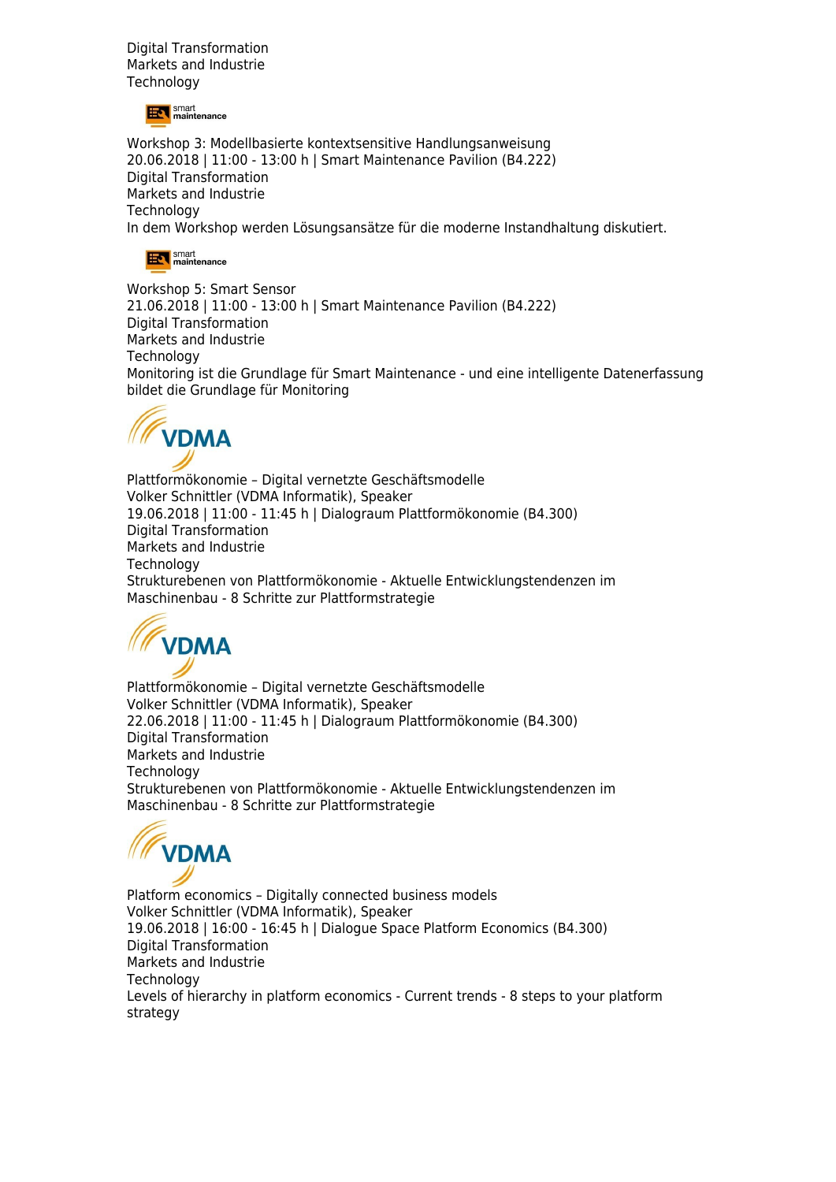Digital Transformation
Markets and Industrie
Technology

Workshop 3: Modellbasierte kontextsensitive Handlungsanweisung
20.06.2018 | 11:00 - 13:00 h | Smart Maintenance Pavilion (B4.222)
Digital Transformation
Markets and Industrie
Technology
In dem Workshop werden Lösungsansätze für die moderne Instandhaltung diskutiert.

Workshop 5: Smart Sensor
21.06.2018 | 11:00 - 13:00 h | Smart Maintenance Pavilion (B4.222)
Digital Transformation
Markets and Industrie
Technology
Monitoring ist die Grundlage für Smart Maintenance - und eine intelligente Datenerfassung bildet die Grundlage für Monitoring

Plattformökonomie – Digital vernetzte Geschäftsmodelle
Volker Schnittler (VDMA Informatik), Speaker
19.06.2018 | 11:00 - 11:45 h | Dialograum Plattformökonomie (B4.300)
Digital Transformation
Markets and Industrie
Technology
Strukturebenen von Plattformökonomie - Aktuelle Entwicklungstendenzen im Maschinenbau - 8 Schritte zur Plattformstrategie

Plattformökonomie – Digital vernetzte Geschäftsmodelle
Volker Schnittler (VDMA Informatik), Speaker
22.06.2018 | 11:00 - 11:45 h | Dialograum Plattformökonomie (B4.300)
Digital Transformation
Markets and Industrie
Technology
Strukturebenen von Plattformökonomie - Aktuelle Entwicklungstendenzen im Maschinenbau - 8 Schritte zur Plattformstrategie

Platform economics – Digitally connected business models
Volker Schnittler (VDMA Informatik), Speaker
19.06.2018 | 16:00 - 16:45 h | Dialogue Space Platform Economics (B4.300)
Digital Transformation
Markets and Industrie
Technology
Levels of hierarchy in platform economics - Current trends - 8 steps to your platform strategy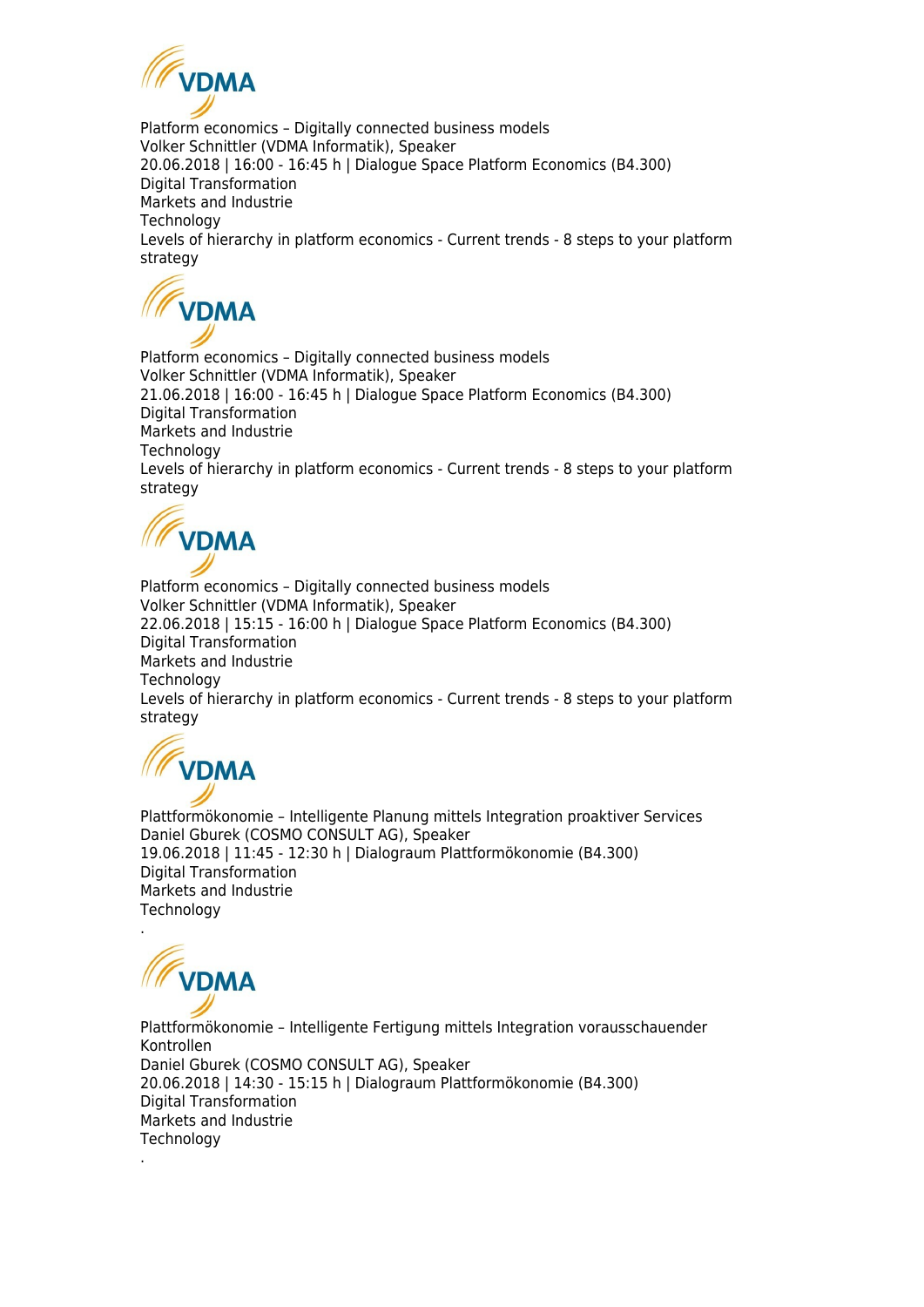Platform economics – Digitally connected business models
Volker Schnittler (VDMA Informatik), Speaker
20.06.2018 | 16:00 - 16:45 h | Dialogue Space Platform Economics (B4.300)
Digital Transformation
Markets and Industrie
Technology
Levels of hierarchy in platform economics - Current trends - 8 steps to your platform strategy

Platform economics – Digitally connected business models
Volker Schnittler (VDMA Informatik), Speaker
21.06.2018 | 16:00 - 16:45 h | Dialogue Space Platform Economics (B4.300)
Digital Transformation
Markets and Industrie
Technology
Levels of hierarchy in platform economics - Current trends - 8 steps to your platform strategy

Platform economics – Digitally connected business models
Volker Schnittler (VDMA Informatik), Speaker
22.06.2018 | 15:15 - 16:00 h | Dialogue Space Platform Economics (B4.300)
Digital Transformation
Markets and Industrie
Technology
Levels of hierarchy in platform economics - Current trends - 8 steps to your platform strategy

Plattformökonomie – Intelligente Planung mittels Integration proaktiver Services
Daniel Gburek (COSMO CONSULT AG), Speaker
19.06.2018 | 11:45 - 12:30 h | Dialograum Plattformökonomie (B4.300)
Digital Transformation
Markets and Industrie
Technology
.

Plattformökonomie – Intelligente Fertigung mittels Integration vorausschauender Kontrollen
Daniel Gburek (COSMO CONSULT AG), Speaker
20.06.2018 | 14:30 - 15:15 h | Dialograum Plattformökonomie (B4.300)
Digital Transformation
Markets and Industrie
Technology
.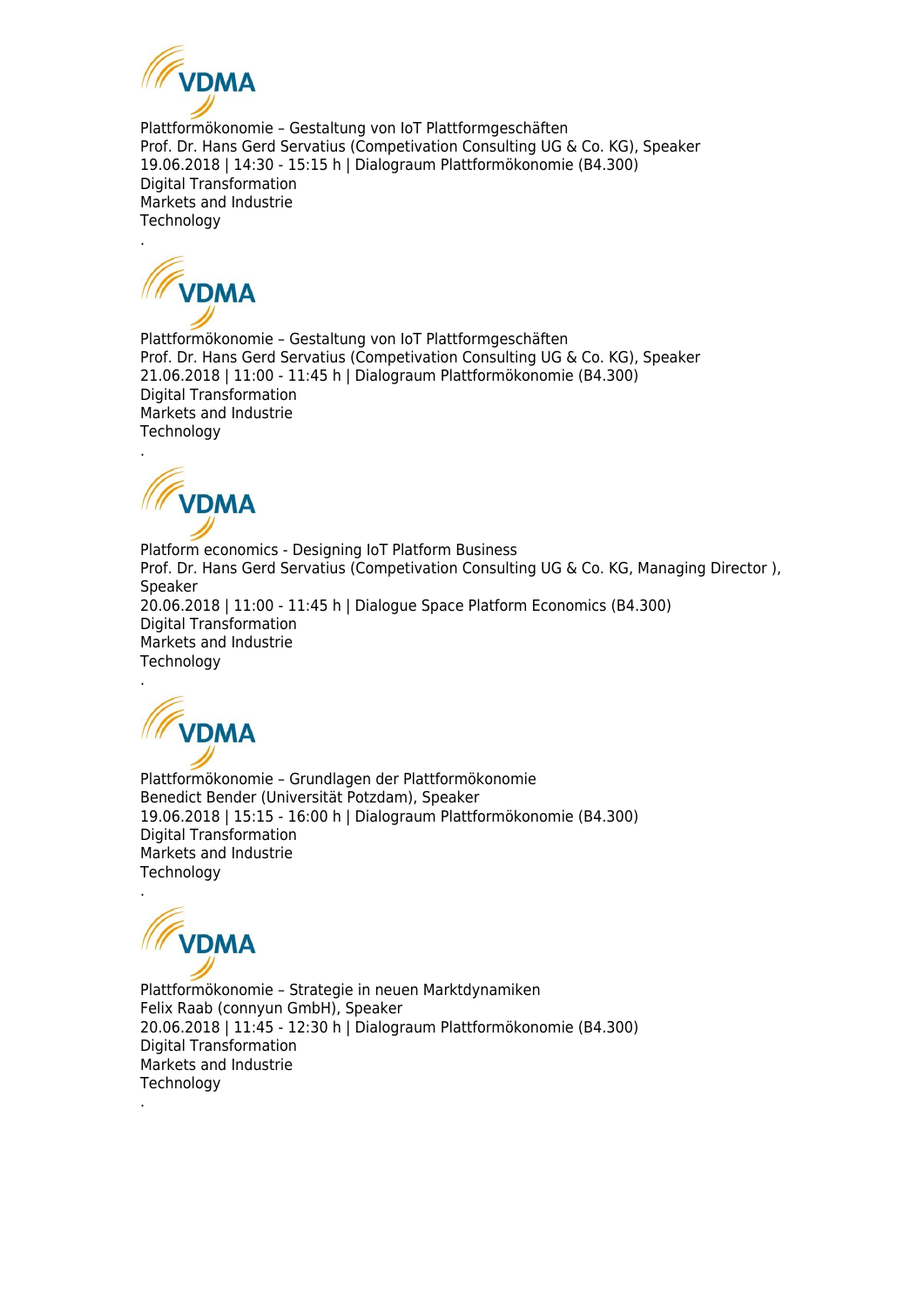Plattformökonomie – Gestaltung von IoT Plattformgeschäften
Prof. Dr. Hans Gerd Servatius (Competivation Consulting UG & Co. KG), Speaker
19.06.2018 | 14:30 - 15:15 h | Dialograum Plattformökonomie (B4.300)
Digital Transformation
Markets and Industrie
Technology
.

Plattformökonomie – Gestaltung von IoT Plattformgeschäften
Prof. Dr. Hans Gerd Servatius (Competivation Consulting UG & Co. KG), Speaker
21.06.2018 | 11:00 - 11:45 h | Dialograum Plattformökonomie (B4.300)
Digital Transformation
Markets and Industrie
Technology
.

Platform economics - Designing IoT Platform Business
Prof. Dr. Hans Gerd Servatius (Competivation Consulting UG & Co. KG, Managing Director ), Speaker
20.06.2018 | 11:00 - 11:45 h | Dialogue Space Platform Economics (B4.300)
Digital Transformation
Markets and Industrie
Technology
.

Plattformökonomie – Grundlagen der Plattformökonomie
Benedict Bender (Universität Potzdam), Speaker
19.06.2018 | 15:15 - 16:00 h | Dialograum Plattformökonomie (B4.300)
Digital Transformation
Markets and Industrie
Technology
.

Plattformökonomie – Strategie in neuen Marktdynamiken
Felix Raab (connyun GmbH), Speaker
20.06.2018 | 11:45 - 12:30 h | Dialograum Plattformökonomie (B4.300)
Digital Transformation
Markets and Industrie
Technology
.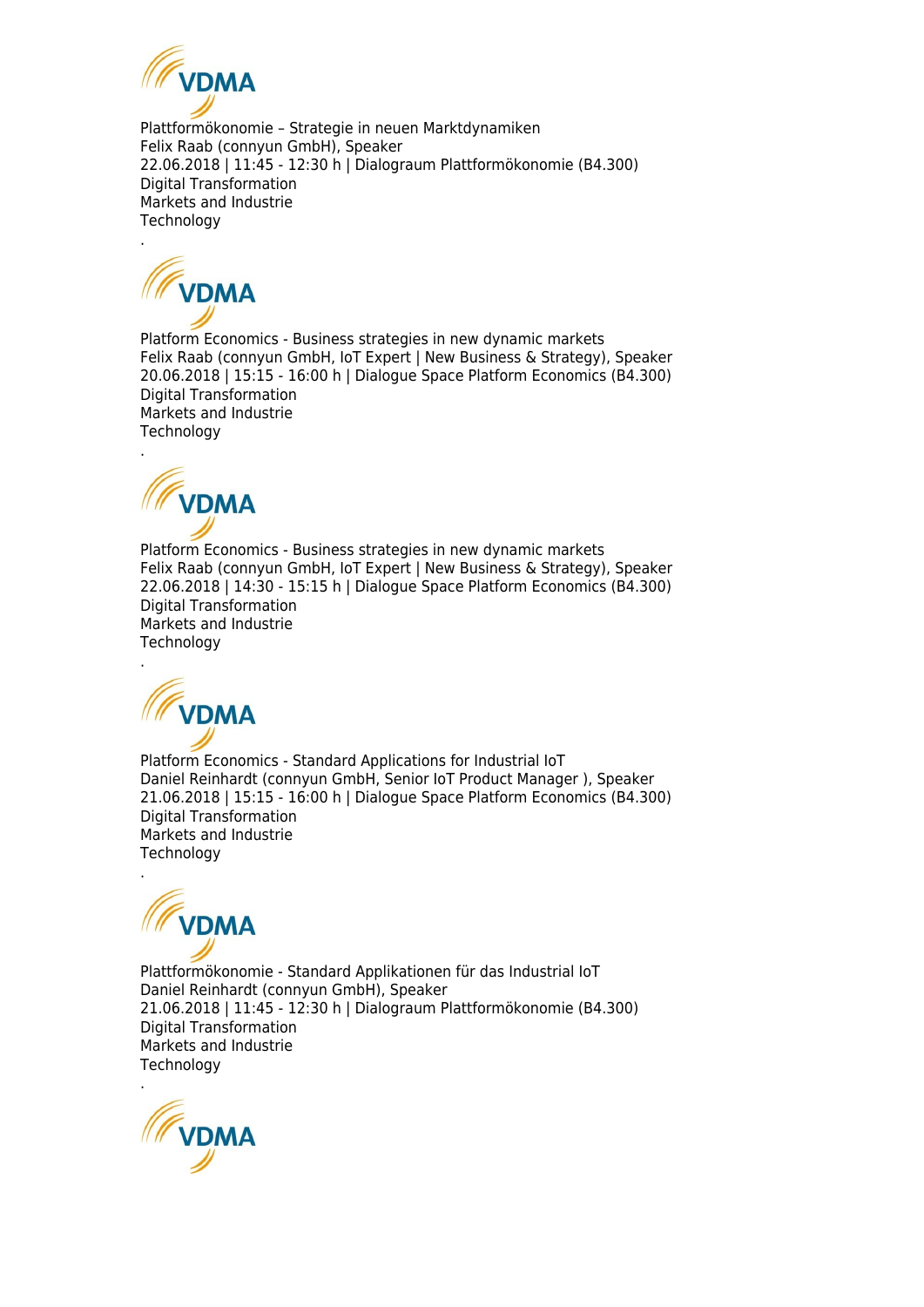VDMA

Plattformökonomie – Strategie in neuen Marktdynamiken
Felix Raab (connyun GmbH), Speaker
22.06.2018 | 11:45 - 12:30 h | Dialograum Plattformökonomie (B4.300)
Digital Transformation
Markets and Industrie
Technology

.

VDMA

Platform Economics - Business strategies in new dynamic markets
Felix Raab (connyun GmbH, IoT Expert | New Business & Strategy), Speaker
20.06.2018 | 15:15 - 16:00 h | Dialogue Space Platform Economics (B4.300)
Digital Transformation
Markets and Industrie
Technology

.

VDMA

Platform Economics - Business strategies in new dynamic markets
Felix Raab (connyun GmbH, IoT Expert | New Business & Strategy), Speaker
22.06.2018 | 14:30 - 15:15 h | Dialogue Space Platform Economics (B4.300)
Digital Transformation
Markets and Industrie
Technology

.

VDMA

Platform Economics - Standard Applications for Industrial IoT
Daniel Reinhardt (connyun GmbH, Senior IoT Product Manager ), Speaker
21.06.2018 | 15:15 - 16:00 h | Dialogue Space Platform Economics (B4.300)
Digital Transformation
Markets and Industrie
Technology

.

VDMA

Plattformökonomie - Standard Applikationen für das Industrial IoT
Daniel Reinhardt (connyun GmbH), Speaker
21.06.2018 | 11:45 - 12:30 h | Dialograum Plattformökonomie (B4.300)
Digital Transformation
Markets and Industrie
Technology

.

VDMA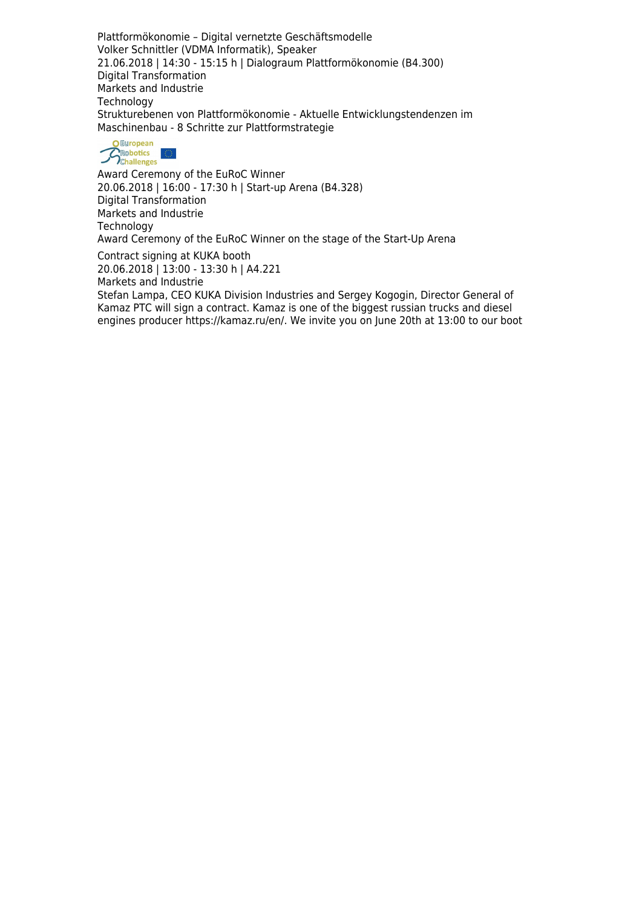Plattformökonomie – Digital vernetzte Geschäftsmodelle
Volker Schnittler (VDMA Informatik), Speaker
21.06.2018 | 14:30 - 15:15 h | Dialograum Plattformökonomie (B4.300)
Digital Transformation
Markets and Industrie
Technology
Strukturebenen von Plattformökonomie - Aktuelle Entwicklungstendenzen im Maschinenbau - 8 Schritte zur Plattformstrategie

Award Ceremony of the EuRoC Winner
20.06.2018 | 16:00 - 17:30 h | Start-up Arena (B4.328)
Digital Transformation
Markets and Industrie
Technology
Award Ceremony of the EuRoC Winner on the stage of the Start-Up Arena

Contract signing at KUKA booth
20.06.2018 | 13:00 - 13:30 h | A4.221
Markets and Industrie
Stefan Lampa, CEO KUKA Division Industries and Sergey Kogogin, Director General of Kamaz PTC will sign a contract. Kamaz is one of the biggest russian trucks and diesel engines producer https://kamaz.ru/en/. We invite you on June 20th at 13:00 to our boot